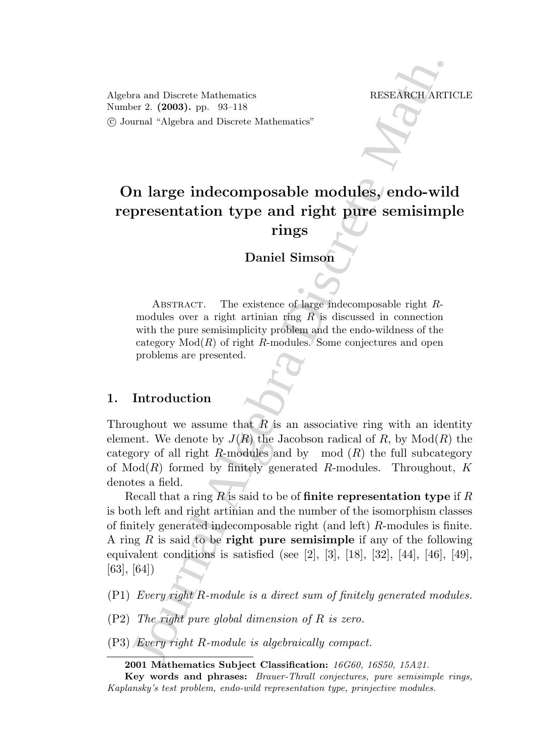Algebra and Discrete Mathematics
Number 2. **(2003).** pp. 93–118
© Journal "Algebra and Discrete Mathematics"

RESEARCH ARTICLE

# On large indecomposable modules, endo-wild representation type and right pure semisimple rings

**Daniel Simson**

Abstract. The existence of large indecomposable right $R$-modules over a right artinian ring $R$ is discussed in connection with the pure semisimplicity problem and the endo-wildness of the category $\mathrm{Mod}(R)$ of right $R$-modules. Some conjectures and open problems are presented.

## 1. Introduction

Throughout we assume that $R$ is an associative ring with an identity element. We denote by $J(R)$ the Jacobson radical of $R$, by $\mathrm{Mod}(R)$ the category of all right $R$-modules and by $\mathrm{mod}\,(R)$ the full subcategory of $\mathrm{Mod}(R)$ formed by finitely generated $R$-modules. Throughout, $K$ denotes a field.

Recall that a ring $R$ is said to be of **finite representation type** if $R$ is both left and right artinian and the number of the isomorphism classes of finitely generated indecomposable right (and left) $R$-modules is finite. A ring $R$ is said to be **right pure semisimple** if any of the following equivalent conditions is satisfied (see [2], [3], [18], [32], [44], [46], [49], [63], [64])

(P1) *Every right $R$-module is a direct sum of finitely generated modules.*

(P2) *The right pure global dimension of $R$ is zero.*

(P3) *Every right $R$-module is algebraically compact.*

---

**2001 Mathematics Subject Classification:** *16G60, 16S50, 15A21.*

**Key words and phrases:** *Brauer-Thrall conjectures, pure semisimple rings, Kaplansky's test problem, endo-wild representation type, prinjective modules.*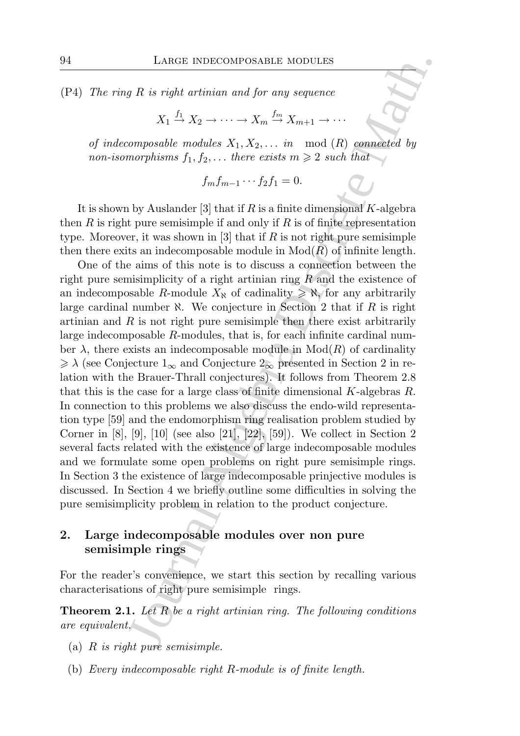(P4) *The ring $R$ is right artinian and for any sequence*

$$X_1 \xrightarrow{f_1} X_2 \to \cdots \to X_m \xrightarrow{f_m} X_{m+1} \to \cdots$$

*of indecomposable modules $X_1, X_2, \ldots$ in $\mathrm{mod}\,(R)$ connected by non-isomorphisms $f_1, f_2, \ldots$ there exists $m \geqslant 2$ such that*

$$f_m f_{m-1} \cdots f_2 f_1 = 0.$$

It is shown by Auslander [3] that if $R$ is a finite dimensional $K$-algebra then $R$ is right pure semisimple if and only if $R$ is of finite representation type. Moreover, it was shown in [3] that if $R$ is not right pure semisimple then there exits an indecomposable module in $\mathrm{Mod}(R)$ of infinite length.

One of the aims of this note is to discuss a connection between the right pure semisimplicity of a right artinian ring $R$ and the existence of an indecomposable $R$-module $X_\aleph$ of cadinality $\geqslant \aleph$, for any arbitrarily large cardinal number $\aleph$. We conjecture in Section 2 that if $R$ is right artinian and $R$ is not right pure semisimple then there exist arbitrarily large indecomposable $R$-modules, that is, for each infinite cardinal number $\lambda$, there exists an indecomposable module in $\mathrm{Mod}(R)$ of cardinality $\geqslant \lambda$ (see Conjecture $1_\infty$ and Conjecture $2_\infty$ presented in Section 2 in relation with the Brauer-Thrall conjectures). It follows from Theorem 2.8 that this is the case for a large class of finite dimensional $K$-algebras $R$. In connection to this problems we also discuss the endo-wild representation type [59] and the endomorphism ring realisation problem studied by Corner in [8], [9], [10] (see also [21], [22], [59]). We collect in Section 2 several facts related with the existence of large indecomposable modules and we formulate some open problems on right pure semisimple rings. In Section 3 the existence of large indecomposable prinjective modules is discussed. In Section 4 we briefly outline some difficulties in solving the pure semisimplicity problem in relation to the product conjecture.

## 2. Large indecomposable modules over non pure semisimple rings

For the reader's convenience, we start this section by recalling various characterisations of right pure semisimple rings.

**Theorem 2.1.** *Let $R$ be a right artinian ring. The following conditions are equivalent.*

(a) *$R$ is right pure semisimple.*

(b) *Every indecomposable right $R$-module is of finite length.*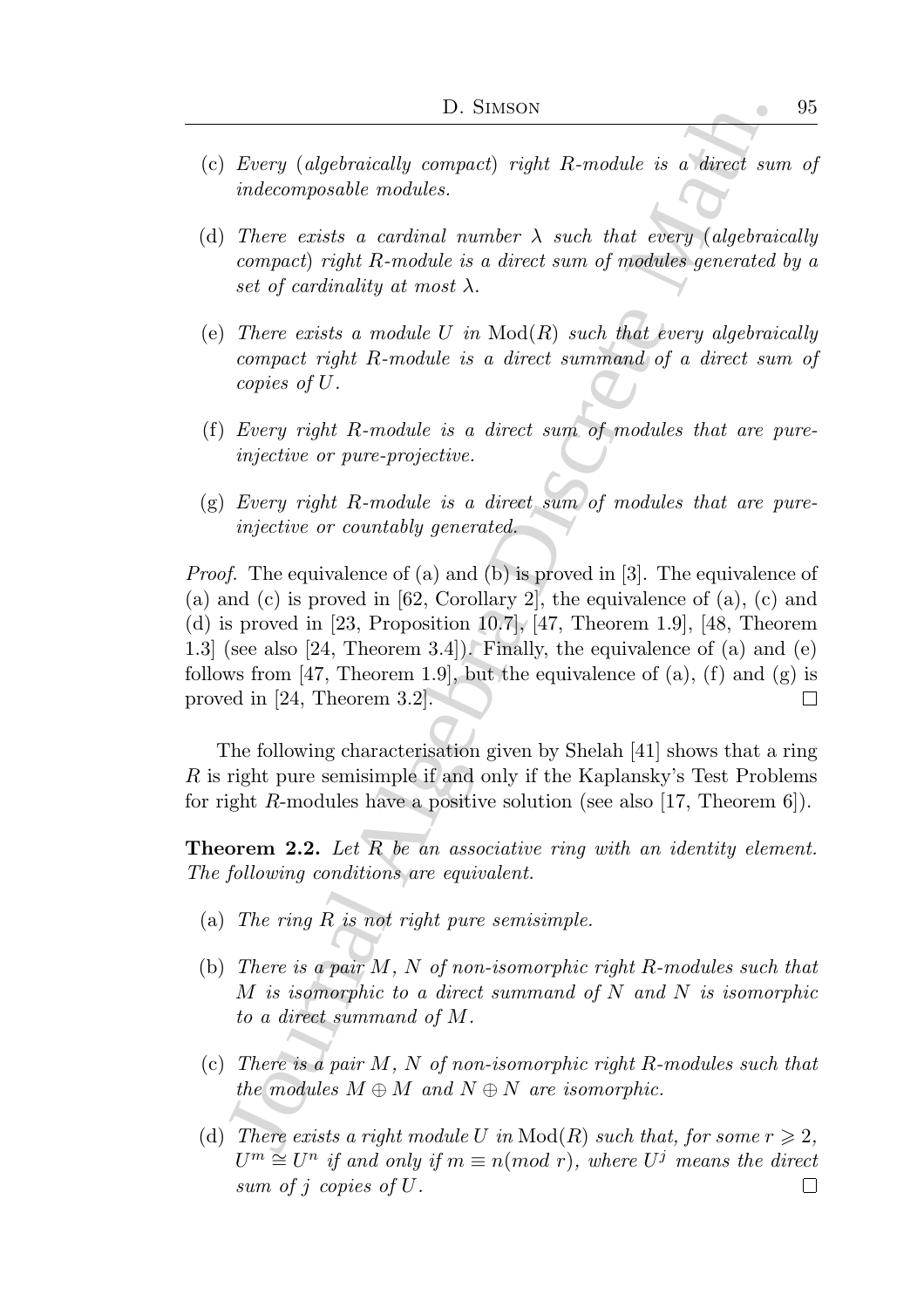(c) *Every (algebraically compact) right $R$-module is a direct sum of indecomposable modules.*

(d) *There exists a cardinal number $\lambda$ such that every (algebraically compact) right $R$-module is a direct sum of modules generated by a set of cardinality at most $\lambda$.*

(e) *There exists a module $U$ in $\mathrm{Mod}(R)$ such that every algebraically compact right $R$-module is a direct summand of a direct sum of copies of $U$.*

(f) *Every right $R$-module is a direct sum of modules that are pure-injective or pure-projective.*

(g) *Every right $R$-module is a direct sum of modules that are pure-injective or countably generated.*

*Proof.* The equivalence of (a) and (b) is proved in [3]. The equivalence of (a) and (c) is proved in [62, Corollary 2], the equivalence of (a), (c) and (d) is proved in [23, Proposition 10.7], [47, Theorem 1.9], [48, Theorem 1.3] (see also [24, Theorem 3.4]). Finally, the equivalence of (a) and (e) follows from [47, Theorem 1.9], but the equivalence of (a), (f) and (g) is proved in [24, Theorem 3.2]. □

The following characterisation given by Shelah [41] shows that a ring $R$ is right pure semisimple if and only if the Kaplansky's Test Problems for right $R$-modules have a positive solution (see also [17, Theorem 6]).

**Theorem 2.2.** *Let $R$ be an associative ring with an identity element. The following conditions are equivalent.*

(a) *The ring $R$ is not right pure semisimple.*

(b) *There is a pair $M$, $N$ of non-isomorphic right $R$-modules such that $M$ is isomorphic to a direct summand of $N$ and $N$ is isomorphic to a direct summand of $M$.*

(c) *There is a pair $M$, $N$ of non-isomorphic right $R$-modules such that the modules $M \oplus M$ and $N \oplus N$ are isomorphic.*

(d) *There exists a right module $U$ in $\mathrm{Mod}(R)$ such that, for some $r \geqslant 2$, $U^m \cong U^n$ if and only if $m \equiv n (mod\ r)$, where $U^j$ means the direct sum of $j$ copies of $U$.* □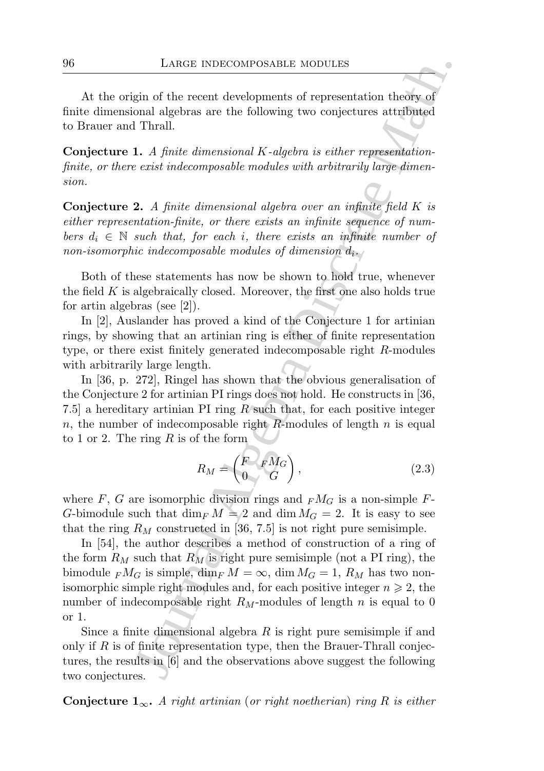At the origin of the recent developments of representation theory of finite dimensional algebras are the following two conjectures attributed to Brauer and Thrall.

**Conjecture 1.** *A finite dimensional $K$-algebra is either representation-finite, or there exist indecomposable modules with arbitrarily large dimension.*

**Conjecture 2.** *A finite dimensional algebra over an infinite field $K$ is either representation-finite, or there exists an infinite sequence of numbers $d_i \in \mathbb{N}$ such that, for each $i$, there exists an infinite number of non-isomorphic indecomposable modules of dimension $d_i$.*

Both of these statements has now be shown to hold true, whenever the field $K$ is algebraically closed. Moreover, the first one also holds true for artin algebras (see [2]).

In [2], Auslander has proved a kind of the Conjecture 1 for artinian rings, by showing that an artinian ring is either of finite representation type, or there exist finitely generated indecomposable right $R$-modules with arbitrarily large length.

In [36, p. 272], Ringel has shown that the obvious generalisation of the Conjecture 2 for artinian PI rings does not hold. He constructs in [36, 7.5] a hereditary artinian PI ring $R$ such that, for each positive integer $n$, the number of indecomposable right $R$-modules of length $n$ is equal to 1 or 2. The ring $R$ is of the form

$$R_M = \begin{pmatrix} F & {}_F M_G \\ 0 & G \end{pmatrix}, \tag{2.3}$$

where $F$, $G$ are isomorphic division rings and ${}_F M_G$ is a non-simple $F$-$G$-bimodule such that $\dim_F M = 2$ and $\dim M_G = 2$. It is easy to see that the ring $R_M$ constructed in [36, 7.5] is not right pure semisimple.

In [54], the author describes a method of construction of a ring of the form $R_M$ such that $R_M$ is right pure semisimple (not a PI ring), the bimodule ${}_F M_G$ is simple, $\dim_F M = \infty$, $\dim M_G = 1$, $R_M$ has two non-isomorphic simple right modules and, for each positive integer $n \geqslant 2$, the number of indecomposable right $R_M$-modules of length $n$ is equal to 0 or 1.

Since a finite dimensional algebra $R$ is right pure semisimple if and only if $R$ is of finite representation type, then the Brauer-Thrall conjectures, the results in [6] and the observations above suggest the following two conjectures.

**Conjecture $1_\infty$.** *A right artinian* (*or right noetherian*) *ring $R$ is either*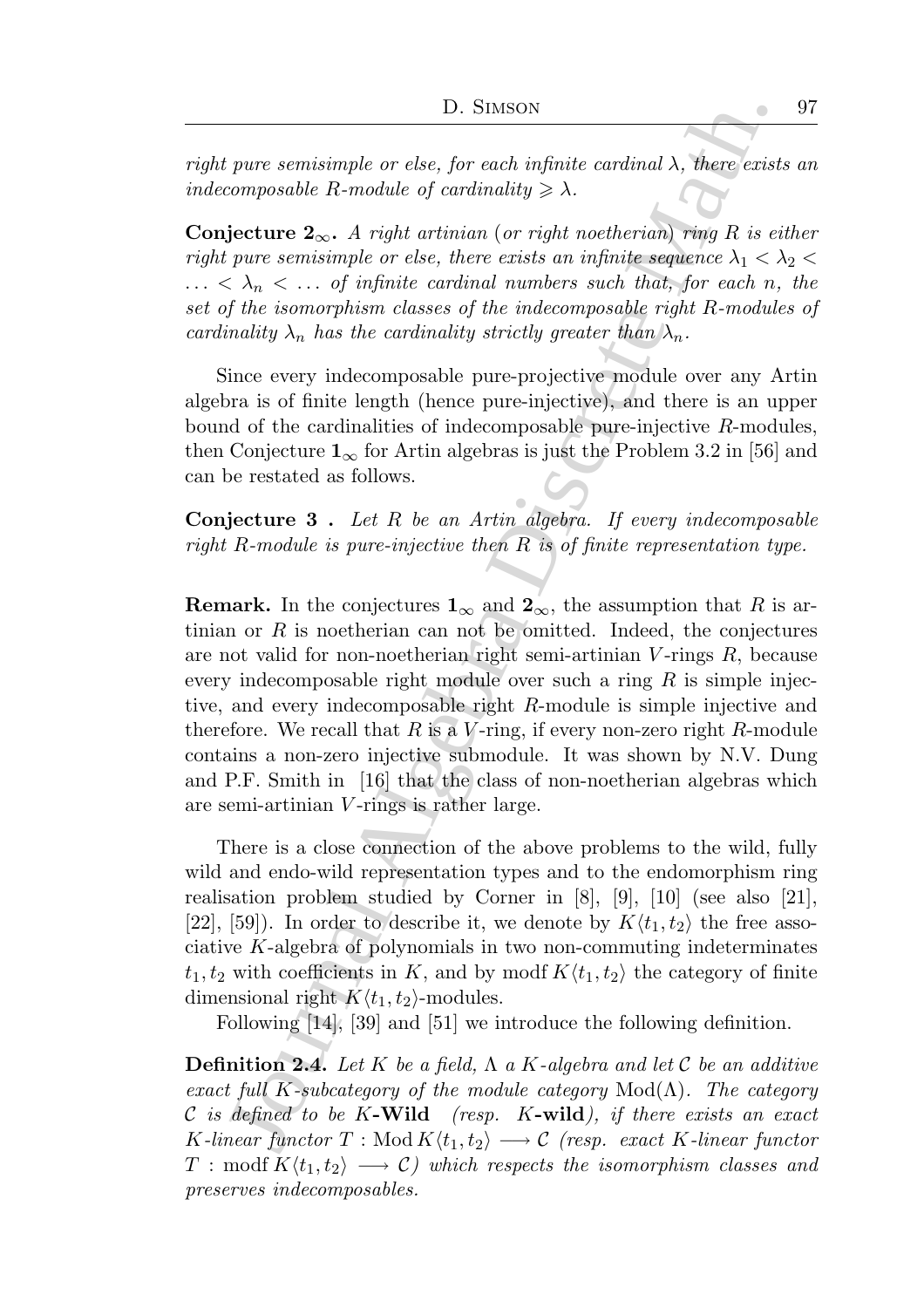*right pure semisimple or else, for each infinite cardinal $\lambda$, there exists an indecomposable $R$-module of cardinality $\geqslant \lambda$.*

**Conjecture $\mathbf{2}_\infty$.** *A right artinian (or right noetherian) ring $R$ is either right pure semisimple or else, there exists an infinite sequence $\lambda_1 < \lambda_2 < \ldots < \lambda_n < \ldots$ of infinite cardinal numbers such that, for each $n$, the set of the isomorphism classes of the indecomposable right $R$-modules of cardinality $\lambda_n$ has the cardinality strictly greater than $\lambda_n$.*

Since every indecomposable pure-projective module over any Artin algebra is of finite length (hence pure-injective), and there is an upper bound of the cardinalities of indecomposable pure-injective $R$-modules, then Conjecture $\mathbf{1}_\infty$ for Artin algebras is just the Problem 3.2 in [56] and can be restated as follows.

**Conjecture 3 .** *Let $R$ be an Artin algebra. If every indecomposable right $R$-module is pure-injective then $R$ is of finite representation type.*

**Remark.** In the conjectures $\mathbf{1}_\infty$ and $\mathbf{2}_\infty$, the assumption that $R$ is artinian or $R$ is noetherian can not be omitted. Indeed, the conjectures are not valid for non-noetherian right semi-artinian $V$-rings $R$, because every indecomposable right module over such a ring $R$ is simple injective, and every indecomposable right $R$-module is simple injective and therefore. We recall that $R$ is a $V$-ring, if every non-zero right $R$-module contains a non-zero injective submodule. It was shown by N.V. Dung and P.F. Smith in [16] that the class of non-noetherian algebras which are semi-artinian $V$-rings is rather large.

There is a close connection of the above problems to the wild, fully wild and endo-wild representation types and to the endomorphism ring realisation problem studied by Corner in [8], [9], [10] (see also [21], [22], [59]). In order to describe it, we denote by $K\langle t_1, t_2\rangle$ the free associative $K$-algebra of polynomials in two non-commuting indeterminates $t_1, t_2$ with coefficients in $K$, and by $\operatorname{modf} K\langle t_1, t_2\rangle$ the category of finite dimensional right $K\langle t_1, t_2\rangle$-modules.

Following [14], [39] and [51] we introduce the following definition.

**Definition 2.4.** *Let $K$ be a field, $\Lambda$ a $K$-algebra and let $\mathcal{C}$ be an additive exact full $K$-subcategory of the module category $\operatorname{Mod}(\Lambda)$. The category $\mathcal{C}$ is defined to be $K$-**Wild** (resp. $K$-**wild**), if there exists an exact $K$-linear functor $T : \operatorname{Mod} K\langle t_1, t_2\rangle \longrightarrow \mathcal{C}$ (resp. exact $K$-linear functor $T : \operatorname{modf} K\langle t_1, t_2\rangle \longrightarrow \mathcal{C}$) which respects the isomorphism classes and preserves indecomposables.*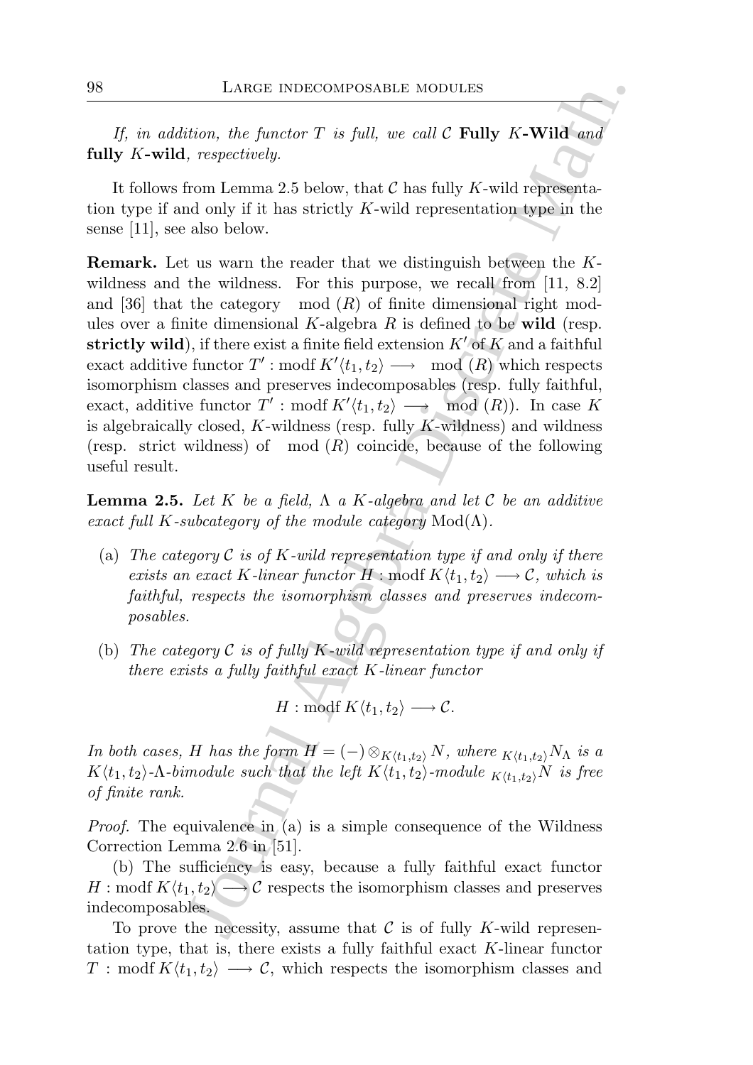*If, in addition, the functor $T$ is full, we call $\mathcal{C}$* **Fully $K$-Wild** *and* **fully $K$-wild**, *respectively.*

It follows from Lemma 2.5 below, that $\mathcal{C}$ has fully $K$-wild representation type if and only if it has strictly $K$-wild representation type in the sense [11], see also below.

**Remark.** Let us warn the reader that we distinguish between the $K$-wildness and the wildness. For this purpose, we recall from [11, 8.2] and [36] that the category $\mathrm{mod}\,(R)$ of finite dimensional right modules over a finite dimensional $K$-algebra $R$ is defined to be **wild** (resp. **strictly wild**), if there exist a finite field extension $K'$ of $K$ and a faithful exact additive functor $T' : \mathrm{modf}\, K'\langle t_1, t_2\rangle \longrightarrow \mathrm{mod}\,(R)$ which respects isomorphism classes and preserves indecomposables (resp. fully faithful, exact, additive functor $T' : \mathrm{modf}\, K'\langle t_1, t_2\rangle \longrightarrow \mathrm{mod}\,(R)$). In case $K$ is algebraically closed, $K$-wildness (resp. fully $K$-wildness) and wildness (resp. strict wildness) of $\mathrm{mod}\,(R)$ coincide, because of the following useful result.

**Lemma 2.5.** *Let $K$ be a field, $\Lambda$ a $K$-algebra and let $\mathcal{C}$ be an additive exact full $K$-subcategory of the module category $\mathrm{Mod}(\Lambda)$.*

- (a) *The category $\mathcal{C}$ is of $K$-wild representation type if and only if there exists an exact $K$-linear functor $H : \mathrm{modf}\, K\langle t_1, t_2\rangle \longrightarrow \mathcal{C}$, which is faithful, respects the isomorphism classes and preserves indecomposables.*
- (b) *The category $\mathcal{C}$ is of fully $K$-wild representation type if and only if there exists a fully faithful exact $K$-linear functor*

$$H : \mathrm{modf}\, K\langle t_1, t_2\rangle \longrightarrow \mathcal{C}.$$

*In both cases, $H$ has the form $H = (-) \otimes_{K\langle t_1, t_2\rangle} N$, where ${}_{K\langle t_1,t_2\rangle}N_\Lambda$ is a $K\langle t_1, t_2\rangle$-$\Lambda$-bimodule such that the left $K\langle t_1, t_2\rangle$-module ${}_{K\langle t_1,t_2\rangle}N$ is free of finite rank.*

*Proof.* The equivalence in (a) is a simple consequence of the Wildness Correction Lemma 2.6 in [51].

(b) The sufficiency is easy, because a fully faithful exact functor $H : \mathrm{modf}\, K\langle t_1, t_2\rangle \longrightarrow \mathcal{C}$ respects the isomorphism classes and preserves indecomposables.

To prove the necessity, assume that $\mathcal{C}$ is of fully $K$-wild representation type, that is, there exists a fully faithful exact $K$-linear functor $T : \mathrm{modf}\, K\langle t_1, t_2\rangle \longrightarrow \mathcal{C}$, which respects the isomorphism classes and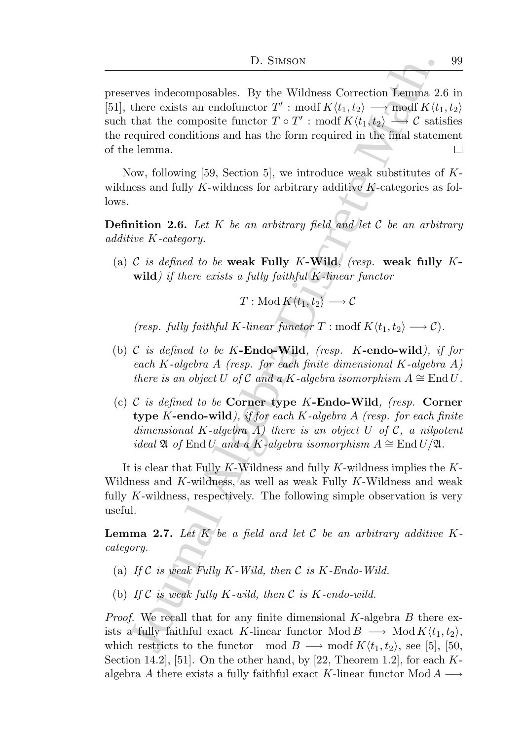preserves indecomposables. By the Wildness Correction Lemma 2.6 in [51], there exists an endofunctor $T' : \operatorname{modf} K\langle t_1, t_2\rangle \longrightarrow \operatorname{modf} K\langle t_1, t_2\rangle$ such that the composite functor $T \circ T' : \operatorname{modf} K\langle t_1, t_2\rangle \longrightarrow \mathcal{C}$ satisfies the required conditions and has the form required in the final statement of the lemma. $\square$

Now, following [59, Section 5], we introduce weak substitutes of $K$-wildness and fully $K$-wildness for arbitrary additive $K$-categories as follows.

**Definition 2.6.** *Let $K$ be an arbitrary field and let $\mathcal{C}$ be an arbitrary additive $K$-category.*

(a) *$\mathcal{C}$ is defined to be* **weak Fully $K$-Wild**, *(resp.* **weak fully $K$-wild***) if there exists a fully faithful $K$-linear functor*

$$T : \operatorname{Mod} K\langle t_1, t_2\rangle \longrightarrow \mathcal{C}$$

*(resp. fully faithful $K$-linear functor $T : \operatorname{modf} K\langle t_1, t_2\rangle \longrightarrow \mathcal{C}$).*

(b) *$\mathcal{C}$ is defined to be* **$K$-Endo-Wild**, *(resp.* **$K$-endo-wild***), if for each $K$-algebra $A$ (resp. for each finite dimensional $K$-algebra $A$) there is an object $U$ of $\mathcal{C}$ and a $K$-algebra isomorphism $A \cong \operatorname{End} U$.*

(c) *$\mathcal{C}$ is defined to be* **Corner type $K$-Endo-Wild**, *(resp.* **Corner type $K$-endo-wild***), if for each $K$-algebra $A$ (resp. for each finite dimensional $K$-algebra $A$) there is an object $U$ of $\mathcal{C}$, a nilpotent ideal $\mathfrak{A}$ of $\operatorname{End} U$ and a $K$-algebra isomorphism $A \cong \operatorname{End} U/\mathfrak{A}$.*

It is clear that Fully $K$-Wildness and fully $K$-wildness implies the $K$-Wildness and $K$-wildness, as well as weak Fully $K$-Wildness and weak fully $K$-wildness, respectively. The following simple observation is very useful.

**Lemma 2.7.** *Let $K$ be a field and let $\mathcal{C}$ be an arbitrary additive $K$-category.*

(a) *If $\mathcal{C}$ is weak Fully $K$-Wild, then $\mathcal{C}$ is $K$-Endo-Wild.*

(b) *If $\mathcal{C}$ is weak fully $K$-wild, then $\mathcal{C}$ is $K$-endo-wild.*

*Proof.* We recall that for any finite dimensional $K$-algebra $B$ there exists a fully faithful exact $K$-linear functor $\operatorname{Mod} B \longrightarrow \operatorname{Mod} K\langle t_1, t_2\rangle$, which restricts to the functor $\operatorname{mod} B \longrightarrow \operatorname{modf} K\langle t_1, t_2\rangle$, see [5], [50, Section 14.2], [51]. On the other hand, by [22, Theorem 1.2], for each $K$-algebra $A$ there exists a fully faithful exact $K$-linear functor $\operatorname{Mod} A \longrightarrow$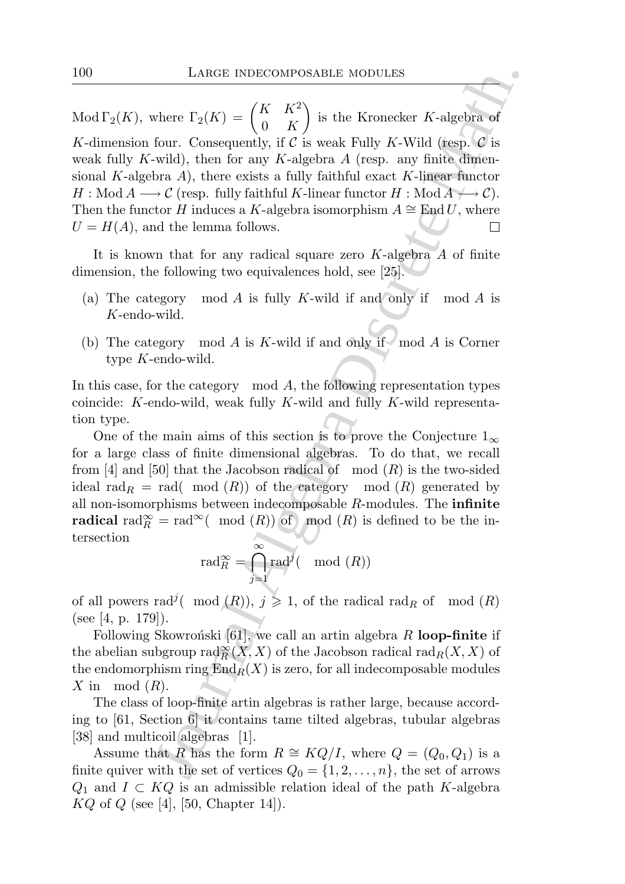$\operatorname{Mod}\Gamma_2(K)$, where $\Gamma_2(K) = \begin{pmatrix} K & K^2 \\ 0 & K \end{pmatrix}$ is the Kronecker $K$-algebra of $K$-dimension four. Consequently, if $\mathcal{C}$ is weak Fully $K$-Wild (resp. $\mathcal{C}$ is weak fully $K$-wild), then for any $K$-algebra $A$ (resp. any finite dimensional $K$-algebra $A$), there exists a fully faithful exact $K$-linear functor $H : \operatorname{Mod} A \longrightarrow \mathcal{C}$ (resp. fully faithful $K$-linear functor $H : \operatorname{Mod} A \longrightarrow \mathcal{C}$). Then the functor $H$ induces a $K$-algebra isomorphism $A \cong \operatorname{End} U$, where $U = H(A)$, and the lemma follows. $\square$

It is known that for any radical square zero $K$-algebra $A$ of finite dimension, the following two equivalences hold, see [25].

(a) The category $\operatorname{mod} A$ is fully $K$-wild if and only if $\operatorname{mod} A$ is $K$-endo-wild.

(b) The category $\operatorname{mod} A$ is $K$-wild if and only if $\operatorname{mod} A$ is Corner type $K$-endo-wild.

In this case, for the category $\operatorname{mod} A$, the following representation types coincide: $K$-endo-wild, weak fully $K$-wild and fully $K$-wild representation type.

One of the main aims of this section is to prove the Conjecture $1_\infty$ for a large class of finite dimensional algebras. To do that, we recall from [4] and [50] that the Jacobson radical of $\operatorname{mod}(R)$ is the two-sided ideal $\operatorname{rad}_R = \operatorname{rad}(\operatorname{mod}(R))$ of the category $\operatorname{mod}(R)$ generated by all non-isomorphisms between indecomposable $R$-modules. The **infinite radical** $\operatorname{rad}_R^\infty = \operatorname{rad}^\infty(\operatorname{mod}(R))$ of $\operatorname{mod}(R)$ is defined to be the intersection

$$\operatorname{rad}_R^\infty = \bigcap_{j=1}^{\infty} \operatorname{rad}^j(\operatorname{mod}(R))$$

of all powers $\operatorname{rad}^j(\operatorname{mod}(R))$, $j \geqslant 1$, of the radical $\operatorname{rad}_R$ of $\operatorname{mod}(R)$ (see [4, p. 179]).

Following Skowroński [61], we call an artin algebra $R$ **loop-finite** if the abelian subgroup $\operatorname{rad}_R^\infty(X, X)$ of the Jacobson radical $\operatorname{rad}_R(X, X)$ of the endomorphism ring $\operatorname{End}_R(X)$ is zero, for all indecomposable modules $X$ in $\operatorname{mod}(R)$.

The class of loop-finite artin algebras is rather large, because according to [61, Section 6] it contains tame tilted algebras, tubular algebras [38] and multicoil algebras [1].

Assume that $R$ has the form $R \cong KQ/I$, where $Q = (Q_0, Q_1)$ is a finite quiver with the set of vertices $Q_0 = \{1, 2, \ldots, n\}$, the set of arrows $Q_1$ and $I \subset KQ$ is an admissible relation ideal of the path $K$-algebra $KQ$ of $Q$ (see [4], [50, Chapter 14]).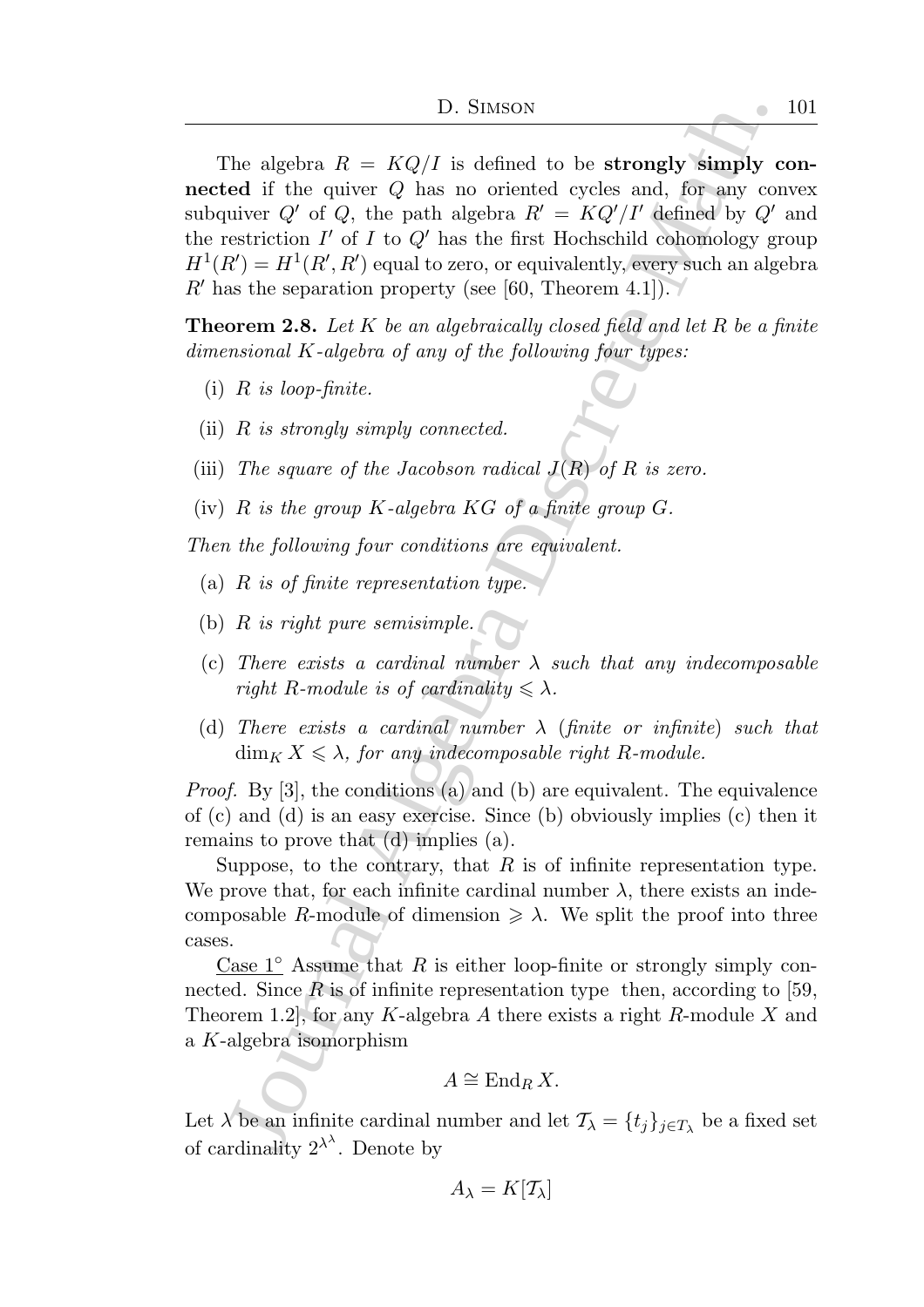The algebra $R = KQ/I$ is defined to be **strongly simply connected** if the quiver $Q$ has no oriented cycles and, for any convex subquiver $Q'$ of $Q$, the path algebra $R' = KQ'/I'$ defined by $Q'$ and the restriction $I'$ of $I$ to $Q'$ has the first Hochschild cohomology group $H^1(R') = H^1(R', R')$ equal to zero, or equivalently, every such an algebra $R'$ has the separation property (see [60, Theorem 4.1]).

**Theorem 2.8.** *Let $K$ be an algebraically closed field and let $R$ be a finite dimensional $K$-algebra of any of the following four types:*

(i) *$R$ is loop-finite.*

(ii) *$R$ is strongly simply connected.*

(iii) *The square of the Jacobson radical $J(R)$ of $R$ is zero.*

(iv) *$R$ is the group $K$-algebra $KG$ of a finite group $G$.*

*Then the following four conditions are equivalent.*

(a) *$R$ is of finite representation type.*

(b) *$R$ is right pure semisimple.*

(c) *There exists a cardinal number $\lambda$ such that any indecomposable right $R$-module is of cardinality $\leqslant \lambda$.*

(d) *There exists a cardinal number $\lambda$ (finite or infinite) such that $\dim_K X \leqslant \lambda$, for any indecomposable right $R$-module.*

*Proof.* By [3], the conditions (a) and (b) are equivalent. The equivalence of (c) and (d) is an easy exercise. Since (b) obviously implies (c) then it remains to prove that (d) implies (a).

Suppose, to the contrary, that $R$ is of infinite representation type. We prove that, for each infinite cardinal number $\lambda$, there exists an indecomposable $R$-module of dimension $\geqslant \lambda$. We split the proof into three cases.

Case 1° Assume that $R$ is either loop-finite or strongly simply connected. Since $R$ is of infinite representation type then, according to [59, Theorem 1.2], for any $K$-algebra $A$ there exists a right $R$-module $X$ and a $K$-algebra isomorphism

$$A \cong \operatorname{End}_R X.$$

Let $\lambda$ be an infinite cardinal number and let $\mathcal{T}_\lambda = \{t_j\}_{j \in T_\lambda}$ be a fixed set of cardinality $2^{\lambda^\lambda}$. Denote by

$$A_\lambda = K[\mathcal{T}_\lambda]$$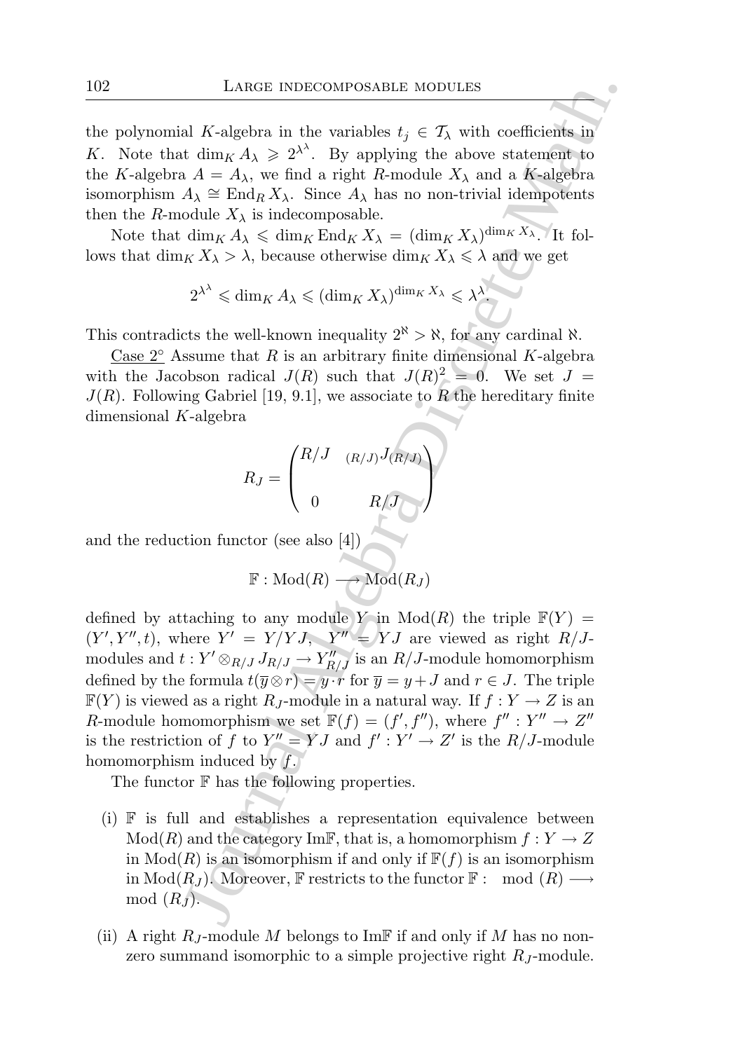the polynomial $K$-algebra in the variables $t_j \in \mathcal{T}_\lambda$ with coefficients in $K$. Note that $\dim_K A_\lambda \geqslant 2^{\lambda^\lambda}$. By applying the above statement to the $K$-algebra $A = A_\lambda$, we find a right $R$-module $X_\lambda$ and a $K$-algebra isomorphism $A_\lambda \cong \operatorname{End}_R X_\lambda$. Since $A_\lambda$ has no non-trivial idempotents then the $R$-module $X_\lambda$ is indecomposable.

Note that $\dim_K A_\lambda \leqslant \dim_K \operatorname{End}_K X_\lambda = (\dim_K X_\lambda)^{\dim_K X_\lambda}$. It follows that $\dim_K X_\lambda > \lambda$, because otherwise $\dim_K X_\lambda \leqslant \lambda$ and we get

$$2^{\lambda^\lambda} \leqslant \dim_K A_\lambda \leqslant (\dim_K X_\lambda)^{\dim_K X_\lambda} \leqslant \lambda^\lambda.$$

This contradicts the well-known inequality $2^\aleph > \aleph$, for any cardinal $\aleph$.

Case 2° Assume that $R$ is an arbitrary finite dimensional $K$-algebra with the Jacobson radical $J(R)$ such that $J(R)^2 = 0$. We set $J = J(R)$. Following Gabriel [19, 9.1], we associate to $R$ the hereditary finite dimensional $K$-algebra

$$R_J = \begin{pmatrix} R/J & {}_{(R/J)}J_{(R/J)} \\ & \\ 0 & R/J \end{pmatrix}$$

and the reduction functor (see also [4])

$$\mathbb{F} : \operatorname{Mod}(R) \longrightarrow \operatorname{Mod}(R_J)$$

defined by attaching to any module $Y$ in $\operatorname{Mod}(R)$ the triple $\mathbb{F}(Y) = (Y', Y'', t)$, where $Y' = Y/YJ$, $Y'' = YJ$ are viewed as right $R/J$-modules and $t : Y' \otimes_{R/J} J_{R/J} \to Y''_{R/J}$ is an $R/J$-module homomorphism defined by the formula $t(\overline{y} \otimes r) = y \cdot r$ for $\overline{y} = y + J$ and $r \in J$. The triple $\mathbb{F}(Y)$ is viewed as a right $R_J$-module in a natural way. If $f : Y \to Z$ is an $R$-module homomorphism we set $\mathbb{F}(f) = (f', f'')$, where $f'' : Y'' \to Z''$ is the restriction of $f$ to $Y'' = YJ$ and $f' : Y' \to Z'$ is the $R/J$-module homomorphism induced by $f$.

The functor $\mathbb{F}$ has the following properties.

(i) $\mathbb{F}$ is full and establishes a representation equivalence between $\operatorname{Mod}(R)$ and the category $\operatorname{Im}\mathbb{F}$, that is, a homomorphism $f : Y \to Z$ in $\operatorname{Mod}(R)$ is an isomorphism if and only if $\mathbb{F}(f)$ is an isomorphism in $\operatorname{Mod}(R_J)$. Moreover, $\mathbb{F}$ restricts to the functor $\mathbb{F} : \operatorname{mod}(R) \longrightarrow \operatorname{mod}(R_J)$.

(ii) A right $R_J$-module $M$ belongs to $\operatorname{Im}\mathbb{F}$ if and only if $M$ has no non-zero summand isomorphic to a simple projective right $R_J$-module.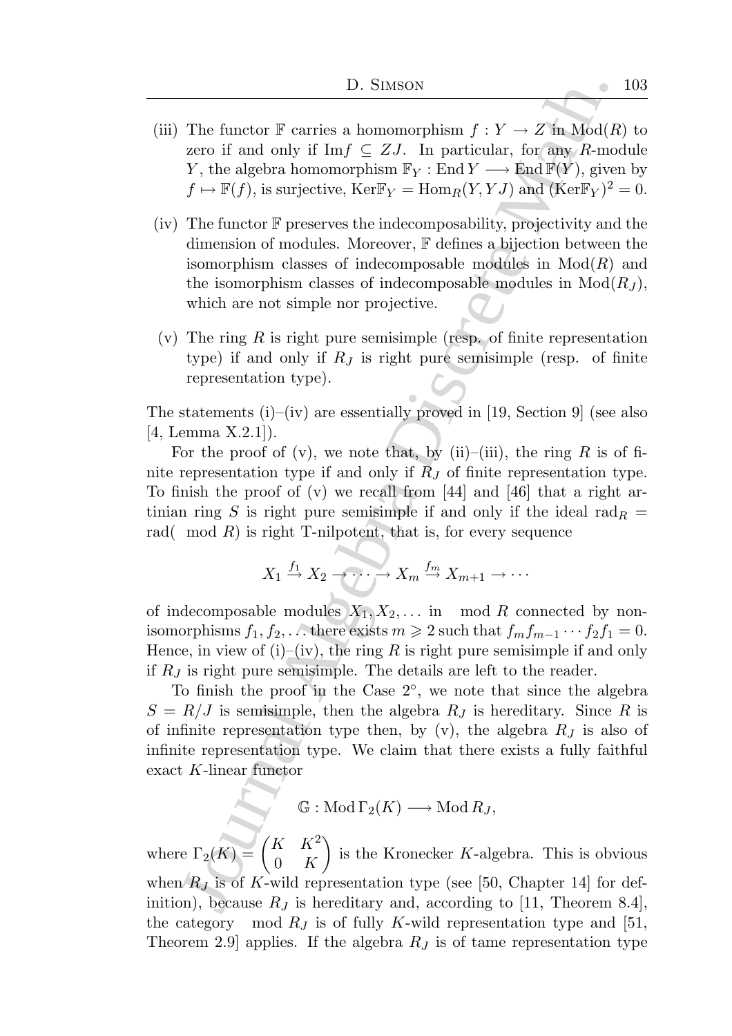(iii) The functor $\mathbb{F}$ carries a homomorphism $f : Y \to Z$ in $\mathrm{Mod}(R)$ to zero if and only if $\mathrm{Im} f \subseteq ZJ$. In particular, for any $R$-module $Y$, the algebra homomorphism $\mathbb{F}_Y : \mathrm{End}\, Y \longrightarrow \mathrm{End}\, \mathbb{F}(Y)$, given by $f \mapsto \mathbb{F}(f)$, is surjective, $\mathrm{Ker}\mathbb{F}_Y = \mathrm{Hom}_R(Y, YJ)$ and $(\mathrm{Ker}\mathbb{F}_Y)^2 = 0$.

(iv) The functor $\mathbb{F}$ preserves the indecomposability, projectivity and the dimension of modules. Moreover, $\mathbb{F}$ defines a bijection between the isomorphism classes of indecomposable modules in $\mathrm{Mod}(R)$ and the isomorphism classes of indecomposable modules in $\mathrm{Mod}(R_J)$, which are not simple nor projective.

(v) The ring $R$ is right pure semisimple (resp. of finite representation type) if and only if $R_J$ is right pure semisimple (resp. of finite representation type).

The statements (i)–(iv) are essentially proved in [19, Section 9] (see also [4, Lemma X.2.1]).

For the proof of (v), we note that, by (ii)–(iii), the ring $R$ is of finite representation type if and only if $R_J$ of finite representation type. To finish the proof of (v) we recall from [44] and [46] that a right artinian ring $S$ is right pure semisimple if and only if the ideal $\mathrm{rad}_R = \mathrm{rad}(\mod R)$ is right T-nilpotent, that is, for every sequence

$$X_1 \xrightarrow{f_1} X_2 \to \cdots \to X_m \xrightarrow{f_m} X_{m+1} \to \cdots$$

of indecomposable modules $X_1, X_2, \ldots$ in $\mod R$ connected by nonisomorphisms $f_1, f_2, \ldots$ there exists $m \geqslant 2$ such that $f_m f_{m-1} \cdots f_2 f_1 = 0$. Hence, in view of (i)–(iv), the ring $R$ is right pure semisimple if and only if $R_J$ is right pure semisimple. The details are left to the reader.

To finish the proof in the Case 2°, we note that since the algebra $S = R/J$ is semisimple, then the algebra $R_J$ is hereditary. Since $R$ is of infinite representation type then, by (v), the algebra $R_J$ is also of infinite representation type. We claim that there exists a fully faithful exact $K$-linear functor

$$\mathbb{G} : \mathrm{Mod}\, \Gamma_2(K) \longrightarrow \mathrm{Mod}\, R_J,$$

where $\Gamma_2(K) = \begin{pmatrix} K & K^2 \\ 0 & K \end{pmatrix}$ is the Kronecker $K$-algebra. This is obvious when $R_J$ is of $K$-wild representation type (see [50, Chapter 14] for definition), because $R_J$ is hereditary and, according to [11, Theorem 8.4], the category $\mod R_J$ is of fully $K$-wild representation type and [51, Theorem 2.9] applies. If the algebra $R_J$ is of tame representation type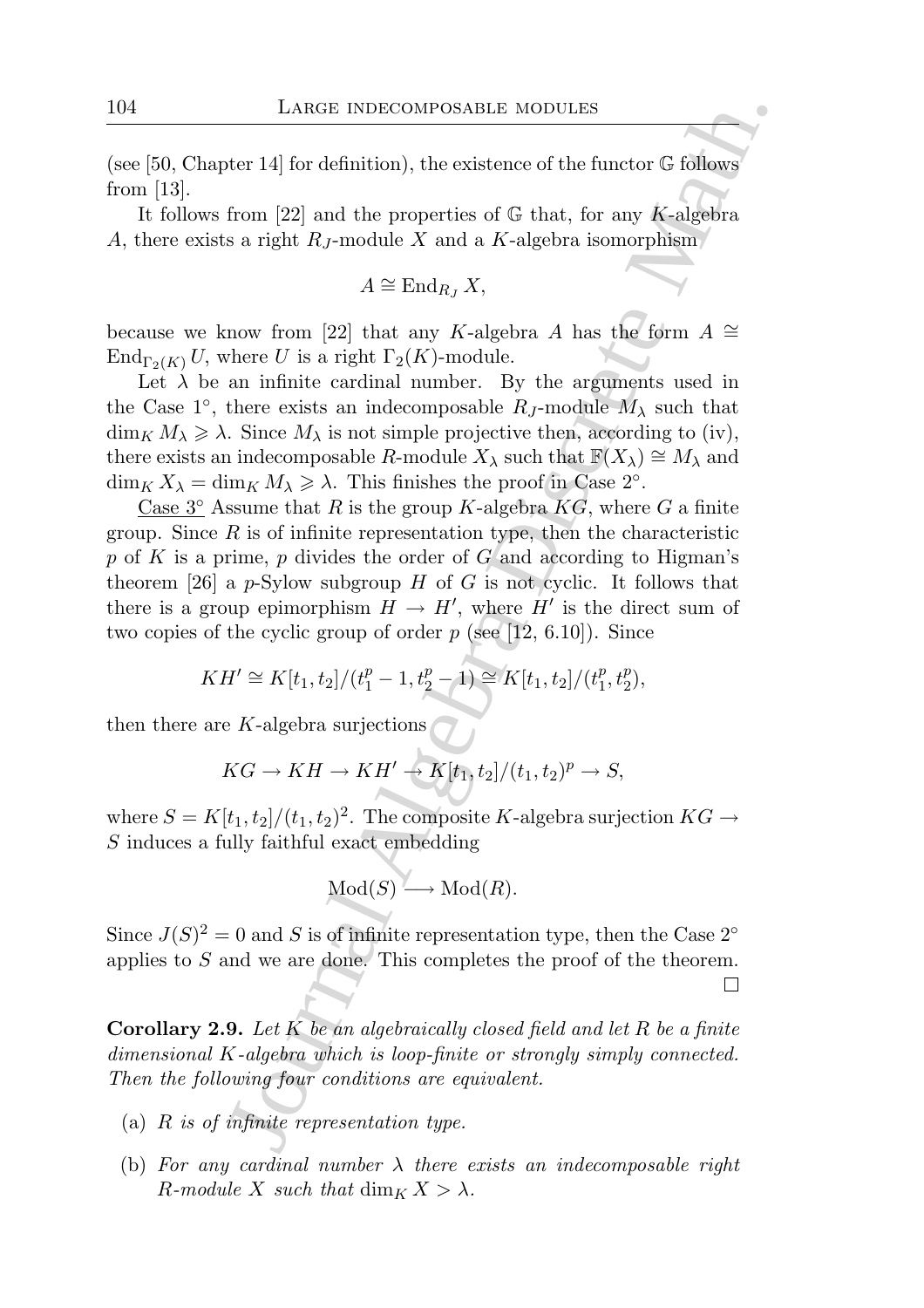(see [50, Chapter 14] for definition), the existence of the functor $\mathbb{G}$ follows from [13].

It follows from [22] and the properties of $\mathbb{G}$ that, for any $K$-algebra $A$, there exists a right $R_J$-module $X$ and a $K$-algebra isomorphism

$$A \cong \operatorname{End}_{R_J} X,$$

because we know from [22] that any $K$-algebra $A$ has the form $A \cong \operatorname{End}_{\Gamma_2(K)} U$, where $U$ is a right $\Gamma_2(K)$-module.

Let $\lambda$ be an infinite cardinal number. By the arguments used in the Case $1^\circ$, there exists an indecomposable $R_J$-module $M_\lambda$ such that $\dim_K M_\lambda \geqslant \lambda$. Since $M_\lambda$ is not simple projective then, according to (iv), there exists an indecomposable $R$-module $X_\lambda$ such that $\mathbb{F}(X_\lambda) \cong M_\lambda$ and $\dim_K X_\lambda = \dim_K M_\lambda \geqslant \lambda$. This finishes the proof in Case $2^\circ$.

Case $3^\circ$ Assume that $R$ is the group $K$-algebra $KG$, where $G$ a finite group. Since $R$ is of infinite representation type, then the characteristic $p$ of $K$ is a prime, $p$ divides the order of $G$ and according to Higman's theorem [26] a $p$-Sylow subgroup $H$ of $G$ is not cyclic. It follows that there is a group epimorphism $H \to H'$, where $H'$ is the direct sum of two copies of the cyclic group of order $p$ (see [12, 6.10]). Since

$$KH' \cong K[t_1, t_2]/(t_1^p - 1, t_2^p - 1) \cong K[t_1, t_2]/(t_1^p, t_2^p),$$

then there are $K$-algebra surjections

$$KG \to KH \to KH' \to K[t_1, t_2]/(t_1, t_2)^p \to S,$$

where $S = K[t_1, t_2]/(t_1, t_2)^2$. The composite $K$-algebra surjection $KG \to S$ induces a fully faithful exact embedding

$$\operatorname{Mod}(S) \longrightarrow \operatorname{Mod}(R).$$

Since $J(S)^2 = 0$ and $S$ is of infinite representation type, then the Case $2^\circ$ applies to $S$ and we are done. This completes the proof of the theorem. □

**Corollary 2.9.** *Let $K$ be an algebraically closed field and let $R$ be a finite dimensional $K$-algebra which is loop-finite or strongly simply connected. Then the following four conditions are equivalent.*

- (a) *$R$ is of infinite representation type.*
- (b) *For any cardinal number $\lambda$ there exists an indecomposable right $R$-module $X$ such that $\dim_K X > \lambda$.*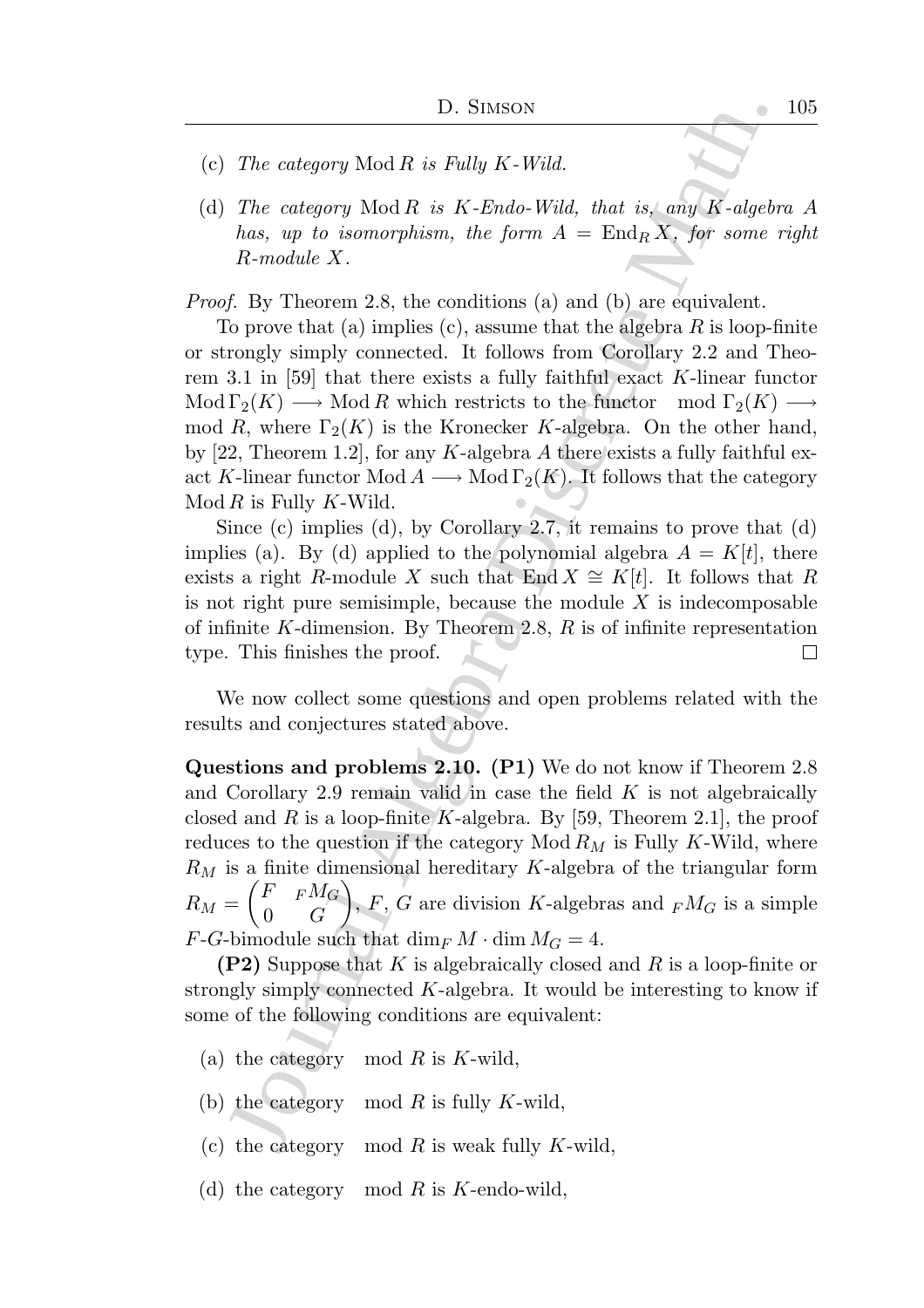(c) *The category* $\operatorname{Mod} R$ *is Fully* $K$*-Wild.*

(d) *The category* $\operatorname{Mod} R$ *is* $K$*-Endo-Wild, that is, any* $K$*-algebra* $A$ *has, up to isomorphism, the form* $A = \operatorname{End}_R X$*, for some right* $R$*-module* $X$*.*

*Proof.* By Theorem 2.8, the conditions (a) and (b) are equivalent.

To prove that (a) implies (c), assume that the algebra $R$ is loop-finite or strongly simply connected. It follows from Corollary 2.2 and Theorem 3.1 in [59] that there exists a fully faithful exact $K$-linear functor $\operatorname{Mod} \Gamma_2(K) \longrightarrow \operatorname{Mod} R$ which restricts to the functor $\operatorname{mod} \Gamma_2(K) \longrightarrow \operatorname{mod} R$, where $\Gamma_2(K)$ is the Kronecker $K$-algebra. On the other hand, by [22, Theorem 1.2], for any $K$-algebra $A$ there exists a fully faithful exact $K$-linear functor $\operatorname{Mod} A \longrightarrow \operatorname{Mod} \Gamma_2(K)$. It follows that the category $\operatorname{Mod} R$ is Fully $K$-Wild.

Since (c) implies (d), by Corollary 2.7, it remains to prove that (d) implies (a). By (d) applied to the polynomial algebra $A = K[t]$, there exists a right $R$-module $X$ such that $\operatorname{End} X \cong K[t]$. It follows that $R$ is not right pure semisimple, because the module $X$ is indecomposable of infinite $K$-dimension. By Theorem 2.8, $R$ is of infinite representation type. This finishes the proof. $\square$

We now collect some questions and open problems related with the results and conjectures stated above.

**Questions and problems 2.10. (P1)** We do not know if Theorem 2.8 and Corollary 2.9 remain valid in case the field $K$ is not algebraically closed and $R$ is a loop-finite $K$-algebra. By [59, Theorem 2.1], the proof reduces to the question if the category $\operatorname{Mod} R_M$ is Fully $K$-Wild, where $R_M$ is a finite dimensional hereditary $K$-algebra of the triangular form $R_M = \begin{pmatrix} F & {}_F M_G \\ 0 & G \end{pmatrix}$, $F$, $G$ are division $K$-algebras and ${}_F M_G$ is a simple $F$-$G$-bimodule such that $\dim_F M \cdot \dim M_G = 4$.

**(P2)** Suppose that $K$ is algebraically closed and $R$ is a loop-finite or strongly simply connected $K$-algebra. It would be interesting to know if some of the following conditions are equivalent:

(a) the category $\operatorname{mod} R$ is $K$-wild,

(b) the category $\operatorname{mod} R$ is fully $K$-wild,

(c) the category $\operatorname{mod} R$ is weak fully $K$-wild,

(d) the category $\operatorname{mod} R$ is $K$-endo-wild,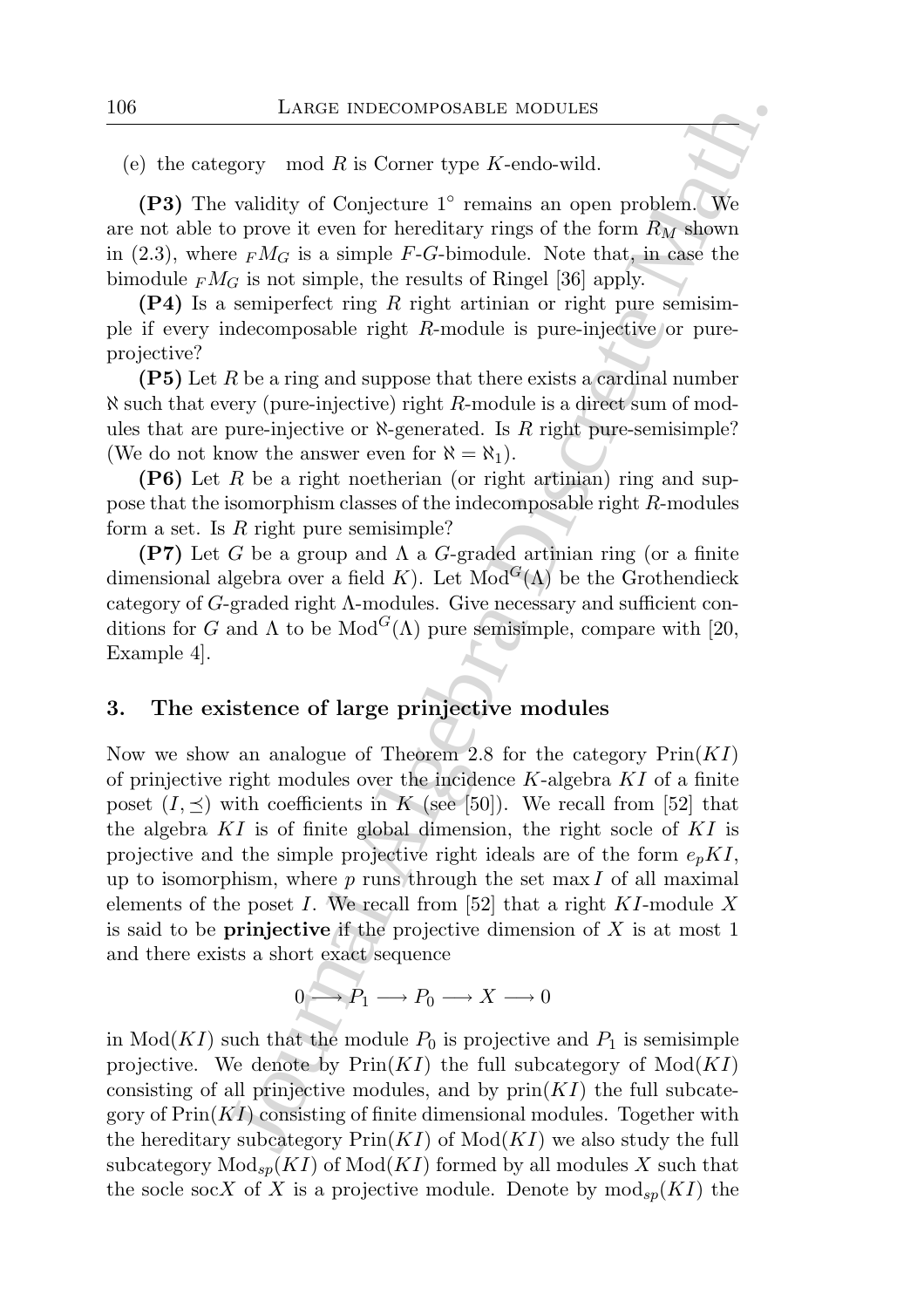(e) the category mod $R$ is Corner type $K$-endo-wild.

**(P3)** The validity of Conjecture 1° remains an open problem. We are not able to prove it even for hereditary rings of the form $R_M$ shown in (2.3), where ${}_F M_G$ is a simple $F$-$G$-bimodule. Note that, in case the bimodule ${}_F M_G$ is not simple, the results of Ringel [36] apply.

**(P4)** Is a semiperfect ring $R$ right artinian or right pure semisimple if every indecomposable right $R$-module is pure-injective or pure-projective?

**(P5)** Let $R$ be a ring and suppose that there exists a cardinal number $\aleph$ such that every (pure-injective) right $R$-module is a direct sum of modules that are pure-injective or $\aleph$-generated. Is $R$ right pure-semisimple? (We do not know the answer even for $\aleph = \aleph_1$).

**(P6)** Let $R$ be a right noetherian (or right artinian) ring and suppose that the isomorphism classes of the indecomposable right $R$-modules form a set. Is $R$ right pure semisimple?

**(P7)** Let $G$ be a group and $\Lambda$ a $G$-graded artinian ring (or a finite dimensional algebra over a field $K$). Let $\mathrm{Mod}^G(\Lambda)$ be the Grothendieck category of $G$-graded right $\Lambda$-modules. Give necessary and sufficient conditions for $G$ and $\Lambda$ to be $\mathrm{Mod}^G(\Lambda)$ pure semisimple, compare with [20, Example 4].

## 3. The existence of large prinjective modules

Now we show an analogue of Theorem 2.8 for the category $\mathrm{Prin}(KI)$ of prinjective right modules over the incidence $K$-algebra $KI$ of a finite poset $(I, \preceq)$ with coefficients in $K$ (see [50]). We recall from [52] that the algebra $KI$ is of finite global dimension, the right socle of $KI$ is projective and the simple projective right ideals are of the form $e_p KI$, up to isomorphism, where $p$ runs through the set $\max I$ of all maximal elements of the poset $I$. We recall from [52] that a right $KI$-module $X$ is said to be **prinjective** if the projective dimension of $X$ is at most 1 and there exists a short exact sequence

$$0 \longrightarrow P_1 \longrightarrow P_0 \longrightarrow X \longrightarrow 0$$

in $\mathrm{Mod}(KI)$ such that the module $P_0$ is projective and $P_1$ is semisimple projective. We denote by $\mathrm{Prin}(KI)$ the full subcategory of $\mathrm{Mod}(KI)$ consisting of all prinjective modules, and by $\mathrm{prin}(KI)$ the full subcategory of $\mathrm{Prin}(KI)$ consisting of finite dimensional modules. Together with the hereditary subcategory $\mathrm{Prin}(KI)$ of $\mathrm{Mod}(KI)$ we also study the full subcategory $\mathrm{Mod}_{sp}(KI)$ of $\mathrm{Mod}(KI)$ formed by all modules $X$ such that the socle $\mathrm{soc}X$ of $X$ is a projective module. Denote by $\mathrm{mod}_{sp}(KI)$ the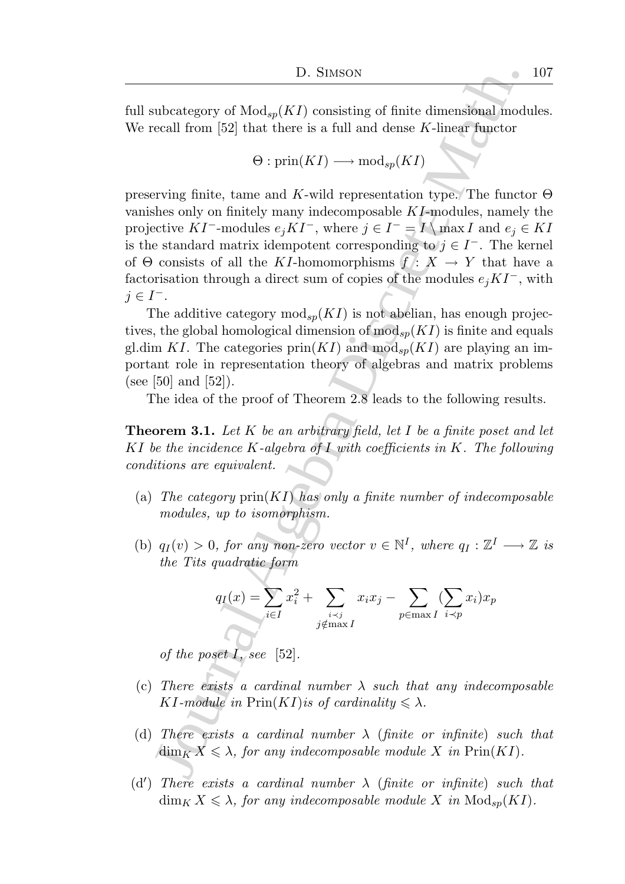full subcategory of $\mathrm{Mod}_{sp}(KI)$ consisting of finite dimensional modules. We recall from [52] that there is a full and dense $K$-linear functor

$$\Theta : \mathrm{prin}(KI) \longrightarrow \mathrm{mod}_{sp}(KI)$$

preserving finite, tame and $K$-wild representation type. The functor $\Theta$ vanishes only on finitely many indecomposable $KI$-modules, namely the projective $KI^-$-modules $e_j KI^-$, where $j \in I^- = I \setminus \max I$ and $e_j \in KI$ is the standard matrix idempotent corresponding to $j \in I^-$. The kernel of $\Theta$ consists of all the $KI$-homomorphisms $f : X \to Y$ that have a factorisation through a direct sum of copies of the modules $e_j KI^-$, with $j \in I^-$.

The additive category $\mathrm{mod}_{sp}(KI)$ is not abelian, has enough projectives, the global homological dimension of $\mathrm{mod}_{sp}(KI)$ is finite and equals gl.dim $KI$. The categories $\mathrm{prin}(KI)$ and $\mathrm{mod}_{sp}(KI)$ are playing an important role in representation theory of algebras and matrix problems (see [50] and [52]).

The idea of the proof of Theorem 2.8 leads to the following results.

**Theorem 3.1.** *Let $K$ be an arbitrary field, let $I$ be a finite poset and let $KI$ be the incidence $K$-algebra of $I$ with coefficients in $K$. The following conditions are equivalent.*

- (a) *The category $\mathrm{prin}(KI)$ has only a finite number of indecomposable modules, up to isomorphism.*
- (b) *$q_I(v) > 0$, for any non-zero vector $v \in \mathbb{N}^I$, where $q_I : \mathbb{Z}^I \longrightarrow \mathbb{Z}$ is the Tits quadratic form*

  $$q_I(x) = \sum_{i \in I} x_i^2 + \sum_{\substack{i \prec j \\ j \notin \max I}} x_i x_j - \sum_{p \in \max I} (\sum_{i \prec p} x_i) x_p$$

  *of the poset $I$, see [52].*
- (c) *There exists a cardinal number $\lambda$ such that any indecomposable $KI$-module in $\mathrm{Prin}(KI)$is of cardinality $\leqslant \lambda$.*
- (d) *There exists a cardinal number $\lambda$ (finite or infinite) such that $\dim_K X \leqslant \lambda$, for any indecomposable module $X$ in $\mathrm{Prin}(KI)$.*
- (d′) *There exists a cardinal number $\lambda$ (finite or infinite) such that $\dim_K X \leqslant \lambda$, for any indecomposable module $X$ in $\mathrm{Mod}_{sp}(KI)$.*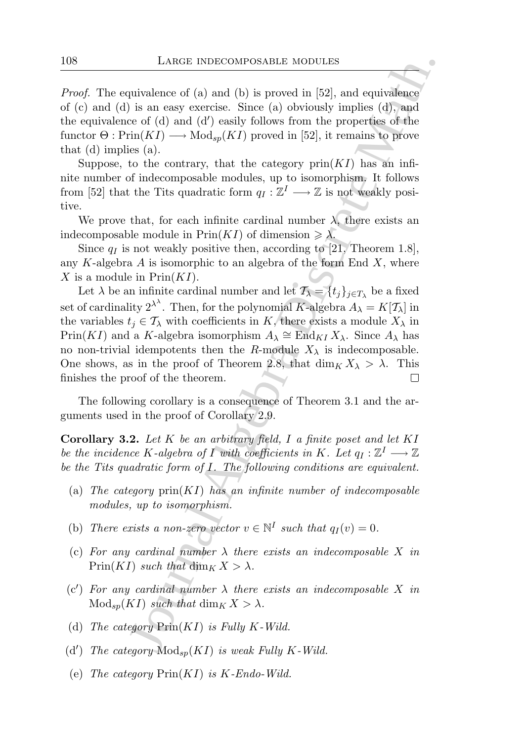*Proof.* The equivalence of (a) and (b) is proved in [52], and equivalence of (c) and (d) is an easy exercise. Since (a) obviously implies (d), and the equivalence of (d) and (d′) easily follows from the properties of the functor $\Theta : \mathrm{Prin}(KI) \longrightarrow \mathrm{Mod}_{sp}(KI)$ proved in [52], it remains to prove that (d) implies (a).

Suppose, to the contrary, that the category $\mathrm{prin}(KI)$ has an infinite number of indecomposable modules, up to isomorphism. It follows from [52] that the Tits quadratic form $q_I : \mathbb{Z}^I \longrightarrow \mathbb{Z}$ is not weakly positive.

We prove that, for each infinite cardinal number $\lambda$, there exists an indecomposable module in $\mathrm{Prin}(KI)$ of dimension $\geqslant \lambda$.

Since $q_I$ is not weakly positive then, according to [21, Theorem 1.8], any $K$-algebra $A$ is isomorphic to an algebra of the form End $X$, where $X$ is a module in $\mathrm{Prin}(KI)$.

Let $\lambda$ be an infinite cardinal number and let $\mathcal{T}_\lambda = \{t_j\}_{j \in T_\lambda}$ be a fixed set of cardinality $2^{\lambda^\lambda}$. Then, for the polynomial $K$-algebra $A_\lambda = K[\mathcal{T}_\lambda]$ in the variables $t_j \in \mathcal{T}_\lambda$ with coefficients in $K$, there exists a module $X_\lambda$ in $\mathrm{Prin}(KI)$ and a $K$-algebra isomorphism $A_\lambda \cong \mathrm{End}_{KI} X_\lambda$. Since $A_\lambda$ has no non-trivial idempotents then the $R$-module $X_\lambda$ is indecomposable. One shows, as in the proof of Theorem 2.8, that $\dim_K X_\lambda > \lambda$. This finishes the proof of the theorem. $\square$

The following corollary is a consequence of Theorem 3.1 and the arguments used in the proof of Corollary 2.9.

**Corollary 3.2.** *Let $K$ be an arbitrary field, $I$ a finite poset and let $KI$ be the incidence $K$-algebra of $I$ with coefficients in $K$. Let $q_I : \mathbb{Z}^I \longrightarrow \mathbb{Z}$ be the Tits quadratic form of $I$. The following conditions are equivalent.*

- (a) *The category $\mathrm{prin}(KI)$ has an infinite number of indecomposable modules, up to isomorphism.*
- (b) *There exists a non-zero vector $v \in \mathbb{N}^I$ such that $q_I(v) = 0$.*
- (c) *For any cardinal number $\lambda$ there exists an indecomposable $X$ in $\mathrm{Prin}(KI)$ such that $\dim_K X > \lambda$.*
- (c′) *For any cardinal number $\lambda$ there exists an indecomposable $X$ in $\mathrm{Mod}_{sp}(KI)$ such that $\dim_K X > \lambda$.*
- (d) *The category $\mathrm{Prin}(KI)$ is Fully $K$-Wild.*
- (d′) *The category $\mathrm{Mod}_{sp}(KI)$ is weak Fully $K$-Wild.*
- (e) *The category $\mathrm{Prin}(KI)$ is $K$-Endo-Wild.*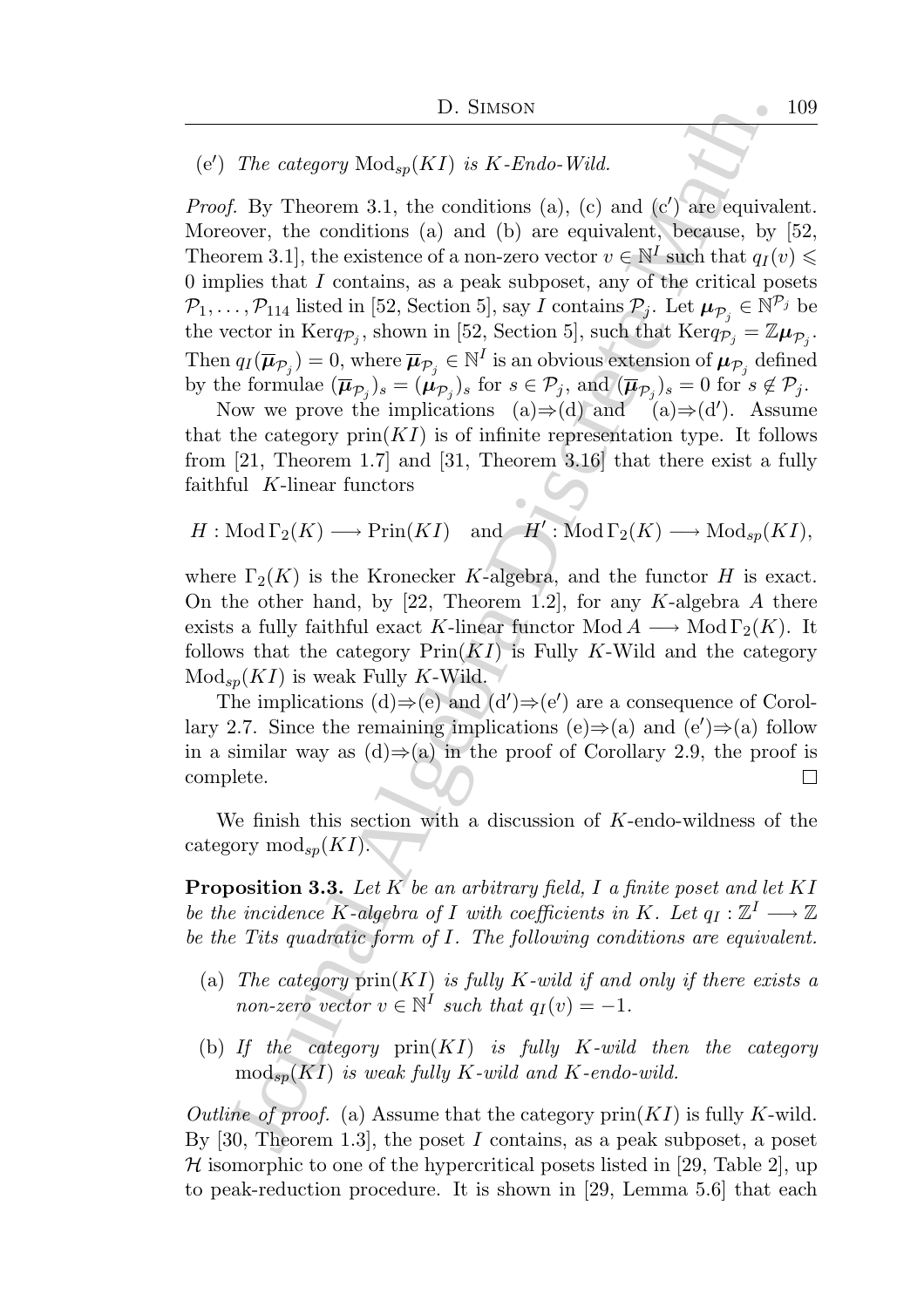(e′) *The category* $\mathrm{Mod}_{sp}(KI)$ *is K-Endo-Wild.*

*Proof.* By Theorem 3.1, the conditions (a), (c) and (c′) are equivalent. Moreover, the conditions (a) and (b) are equivalent, because, by [52, Theorem 3.1], the existence of a non-zero vector $v \in \mathbb{N}^I$ such that $q_I(v) \leqslant 0$ implies that $I$ contains, as a peak subposet, any of the critical posets $\mathcal{P}_1, \ldots, \mathcal{P}_{114}$ listed in [52, Section 5], say $I$ contains $\mathcal{P}_j$. Let $\boldsymbol{\mu}_{\mathcal{P}_j} \in \mathbb{N}^{\mathcal{P}_j}$ be the vector in $\mathrm{Ker} q_{\mathcal{P}_j}$, shown in [52, Section 5], such that $\mathrm{Ker} q_{\mathcal{P}_j} = \mathbb{Z}\boldsymbol{\mu}_{\mathcal{P}_j}$. Then $q_I(\overline{\boldsymbol{\mu}}_{\mathcal{P}_j}) = 0$, where $\overline{\boldsymbol{\mu}}_{\mathcal{P}_j} \in \mathbb{N}^I$ is an obvious extension of $\boldsymbol{\mu}_{\mathcal{P}_j}$ defined by the formulae $(\overline{\boldsymbol{\mu}}_{\mathcal{P}_j})_s = (\boldsymbol{\mu}_{\mathcal{P}_j})_s$ for $s \in \mathcal{P}_j$, and $(\overline{\boldsymbol{\mu}}_{\mathcal{P}_j})_s = 0$ for $s \notin \mathcal{P}_j$.

Now we prove the implications (a)⇒(d) and (a)⇒(d′). Assume that the category $\mathrm{prin}(KI)$ is of infinite representation type. It follows from [21, Theorem 1.7] and [31, Theorem 3.16] that there exist a fully faithful $K$-linear functors

$$H : \mathrm{Mod}\,\Gamma_2(K) \longrightarrow \mathrm{Prin}(KI) \quad \text{and} \quad H' : \mathrm{Mod}\,\Gamma_2(K) \longrightarrow \mathrm{Mod}_{sp}(KI),$$

where $\Gamma_2(K)$ is the Kronecker $K$-algebra, and the functor $H$ is exact. On the other hand, by [22, Theorem 1.2], for any $K$-algebra $A$ there exists a fully faithful exact $K$-linear functor $\mathrm{Mod}\,A \longrightarrow \mathrm{Mod}\,\Gamma_2(K)$. It follows that the category $\mathrm{Prin}(KI)$ is Fully $K$-Wild and the category $\mathrm{Mod}_{sp}(KI)$ is weak Fully $K$-Wild.

The implications (d)⇒(e) and (d′)⇒(e′) are a consequence of Corollary 2.7. Since the remaining implications (e)⇒(a) and (e′)⇒(a) follow in a similar way as (d)⇒(a) in the proof of Corollary 2.9, the proof is complete. □

We finish this section with a discussion of $K$-endo-wildness of the category $\mathrm{mod}_{sp}(KI)$.

**Proposition 3.3.** *Let $K$ be an arbitrary field, $I$ a finite poset and let $KI$ be the incidence $K$-algebra of $I$ with coefficients in $K$. Let $q_I : \mathbb{Z}^I \longrightarrow \mathbb{Z}$ be the Tits quadratic form of $I$. The following conditions are equivalent.*

- (a) *The category* $\mathrm{prin}(KI)$ *is fully K-wild if and only if there exists a non-zero vector* $v \in \mathbb{N}^I$ *such that* $q_I(v) = -1$.
- (b) *If the category* $\mathrm{prin}(KI)$ *is fully K-wild then the category* $\mathrm{mod}_{sp}(KI)$ *is weak fully K-wild and K-endo-wild.*

*Outline of proof.* (a) Assume that the category $\mathrm{prin}(KI)$ is fully $K$-wild. By [30, Theorem 1.3], the poset $I$ contains, as a peak subposet, a poset $\mathcal{H}$ isomorphic to one of the hypercritical posets listed in [29, Table 2], up to peak-reduction procedure. It is shown in [29, Lemma 5.6] that each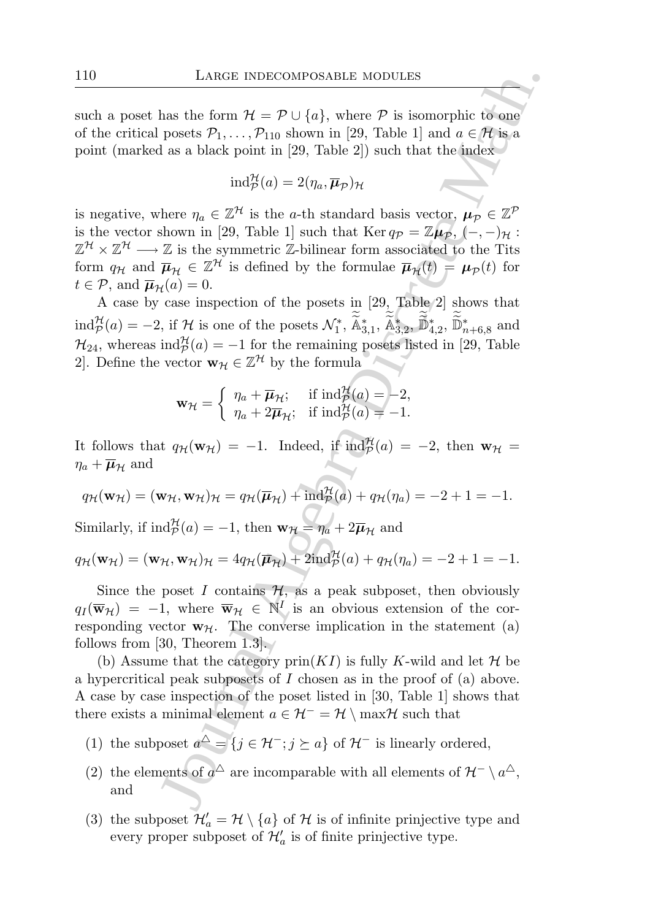such a poset has the form $\mathcal{H} = \mathcal{P} \cup \{a\}$, where $\mathcal{P}$ is isomorphic to one of the critical posets $\mathcal{P}_1, \ldots, \mathcal{P}_{110}$ shown in [29, Table 1] and $a \in \mathcal{H}$ is a point (marked as a black point in [29, Table 2]) such that the index

$$\mathrm{ind}_{\mathcal{P}}^{\mathcal{H}}(a) = 2(\eta_a, \overline{\boldsymbol{\mu}}_{\mathcal{P}})_{\mathcal{H}}$$

is negative, where $\eta_a \in \mathbb{Z}^{\mathcal{H}}$ is the $a$-th standard basis vector, $\boldsymbol{\mu}_{\mathcal{P}} \in \mathbb{Z}^{\mathcal{P}}$ is the vector shown in [29, Table 1] such that $\mathrm{Ker}\, q_{\mathcal{P}} = \mathbb{Z}\boldsymbol{\mu}_{\mathcal{P}}$, $(-,-)_{\mathcal{H}} : \mathbb{Z}^{\mathcal{H}} \times \mathbb{Z}^{\mathcal{H}} \longrightarrow \mathbb{Z}$ is the symmetric $\mathbb{Z}$-bilinear form associated to the Tits form $q_{\mathcal{H}}$ and $\overline{\boldsymbol{\mu}}_{\mathcal{H}} \in \mathbb{Z}^{\mathcal{H}}$ is defined by the formulae $\overline{\boldsymbol{\mu}}_{\mathcal{H}}(t) = \boldsymbol{\mu}_{\mathcal{P}}(t)$ for $t \in \mathcal{P}$, and $\overline{\boldsymbol{\mu}}_{\mathcal{H}}(a) = 0$.

A case by case inspection of the posets in [29, Table 2] shows that $\mathrm{ind}_{\mathcal{P}}^{\mathcal{H}}(a) = -2$, if $\mathcal{H}$ is one of the posets $\mathcal{N}_1^*$, $\widetilde{\widetilde{\mathbb{A}}}_{3,1}^*$, $\widetilde{\widetilde{\mathbb{A}}}_{3,2}^*$, $\widetilde{\widetilde{\mathbb{D}}}_{4,2}^*$, $\widetilde{\widetilde{\mathbb{D}}}_{n+6,8}^*$ and $\mathcal{H}_{24}$, whereas $\mathrm{ind}_{\mathcal{P}}^{\mathcal{H}}(a) = -1$ for the remaining posets listed in [29, Table 2]. Define the vector $\mathbf{w}_{\mathcal{H}} \in \mathbb{Z}^{\mathcal{H}}$ by the formula

$$\mathbf{w}_{\mathcal{H}} = \begin{cases} \eta_a + \overline{\boldsymbol{\mu}}_{\mathcal{H}}; & \text{if } \mathrm{ind}_{\mathcal{P}}^{\mathcal{H}}(a) = -2, \\ \eta_a + 2\overline{\boldsymbol{\mu}}_{\mathcal{H}}; & \text{if } \mathrm{ind}_{\mathcal{P}}^{\mathcal{H}}(a) = -1. \end{cases}$$

It follows that $q_{\mathcal{H}}(\mathbf{w}_{\mathcal{H}}) = -1$. Indeed, if $\mathrm{ind}_{\mathcal{P}}^{\mathcal{H}}(a) = -2$, then $\mathbf{w}_{\mathcal{H}} = \eta_a + \overline{\boldsymbol{\mu}}_{\mathcal{H}}$ and

$$q_{\mathcal{H}}(\mathbf{w}_{\mathcal{H}}) = (\mathbf{w}_{\mathcal{H}}, \mathbf{w}_{\mathcal{H}})_{\mathcal{H}} = q_{\mathcal{H}}(\overline{\boldsymbol{\mu}}_{\mathcal{H}}) + \mathrm{ind}_{\mathcal{P}}^{\mathcal{H}}(a) + q_{\mathcal{H}}(\eta_a) = -2 + 1 = -1.$$

Similarly, if $\mathrm{ind}_{\mathcal{P}}^{\mathcal{H}}(a) = -1$, then $\mathbf{w}_{\mathcal{H}} = \eta_a + 2\overline{\boldsymbol{\mu}}_{\mathcal{H}}$ and

$$q_{\mathcal{H}}(\mathbf{w}_{\mathcal{H}}) = (\mathbf{w}_{\mathcal{H}}, \mathbf{w}_{\mathcal{H}})_{\mathcal{H}} = 4q_{\mathcal{H}}(\overline{\boldsymbol{\mu}}_{\mathcal{H}}) + 2\mathrm{ind}_{\mathcal{P}}^{\mathcal{H}}(a) + q_{\mathcal{H}}(\eta_a) = -2 + 1 = -1.$$

Since the poset $I$ contains $\mathcal{H}$, as a peak subposet, then obviously $q_I(\overline{\mathbf{w}}_{\mathcal{H}}) = -1$, where $\overline{\mathbf{w}}_{\mathcal{H}} \in \mathbb{N}^I$ is an obvious extension of the corresponding vector $\mathbf{w}_{\mathcal{H}}$. The converse implication in the statement (a) follows from [30, Theorem 1.3].

(b) Assume that the category $\mathrm{prin}(KI)$ is fully $K$-wild and let $\mathcal{H}$ be a hypercritical peak subposets of $I$ chosen as in the proof of (a) above. A case by case inspection of the poset listed in [30, Table 1] shows that there exists a minimal element $a \in \mathcal{H}^- = \mathcal{H} \setminus \max\mathcal{H}$ such that

1. the subposet $a^{\triangle} = \{j \in \mathcal{H}^-; j \succeq a\}$ of $\mathcal{H}^-$ is linearly ordered,
2. the elements of $a^{\triangle}$ are incomparable with all elements of $\mathcal{H}^- \setminus a^{\triangle}$, and
3. the subposet $\mathcal{H}'_a = \mathcal{H} \setminus \{a\}$ of $\mathcal{H}$ is of infinite prinjective type and every proper subposet of $\mathcal{H}'_a$ is of finite prinjective type.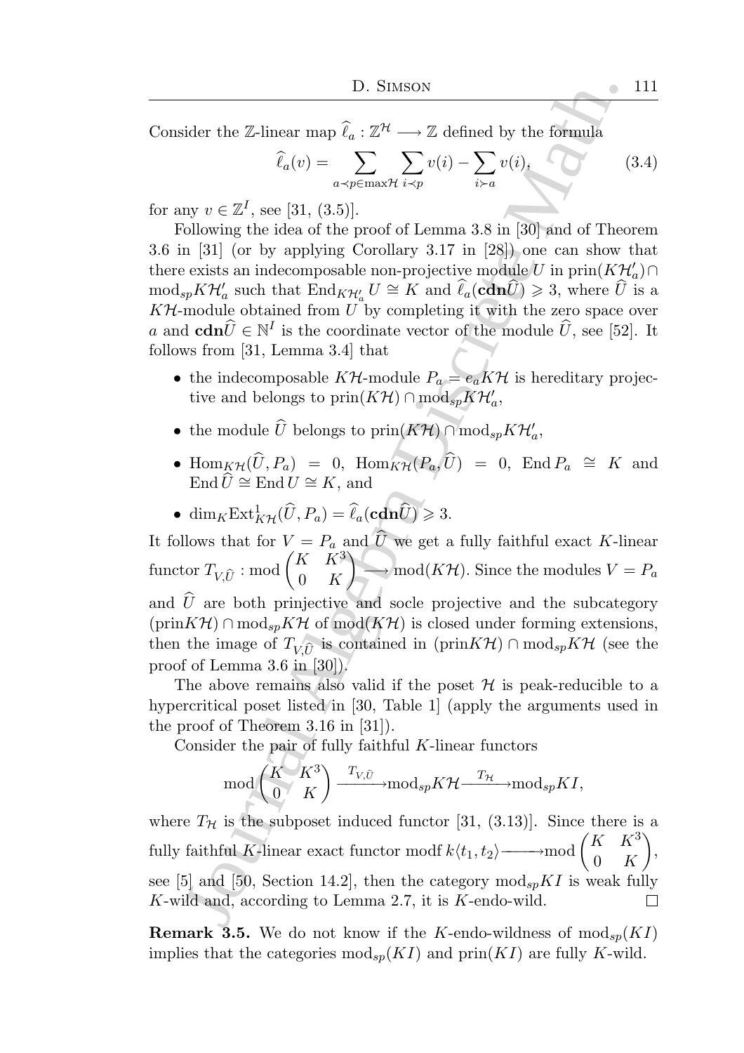Consider the $\mathbb{Z}$-linear map $\widehat{\ell}_a : \mathbb{Z}^{\mathcal{H}} \longrightarrow \mathbb{Z}$ defined by the formula

$$\widehat{\ell}_a(v) = \sum_{a \prec p \in \max \mathcal{H}} \sum_{i \prec p} v(i) - \sum_{i \succ a} v(i), \tag{3.4}$$

for any $v \in \mathbb{Z}^I$, see [31, (3.5)].

Following the idea of the proof of Lemma 3.8 in [30] and of Theorem 3.6 in [31] (or by applying Corollary 3.17 in [28]) one can show that there exists an indecomposable non-projective module $U$ in $\operatorname{prin}(K\mathcal{H}'_a) \cap \operatorname{mod}_{sp} K\mathcal{H}'_a$ such that $\operatorname{End}_{K\mathcal{H}'_a} U \cong K$ and $\widehat{\ell}_a(\mathbf{cdn}\widehat{U}) \geqslant 3$, where $\widehat{U}$ is a $K\mathcal{H}$-module obtained from $U$ by completing it with the zero space over $a$ and $\mathbf{cdn}\widehat{U} \in \mathbb{N}^I$ is the coordinate vector of the module $\widehat{U}$, see [52]. It follows from [31, Lemma 3.4] that

- the indecomposable $K\mathcal{H}$-module $P_a = e_a K\mathcal{H}$ is hereditary projective and belongs to $\operatorname{prin}(K\mathcal{H}) \cap \operatorname{mod}_{sp} K\mathcal{H}'_a$,
- the module $\widehat{U}$ belongs to $\operatorname{prin}(K\mathcal{H}) \cap \operatorname{mod}_{sp} K\mathcal{H}'_a$,
- $\operatorname{Hom}_{K\mathcal{H}}(\widehat{U}, P_a) = 0$, $\operatorname{Hom}_{K\mathcal{H}}(P_a, \widehat{U}) = 0$, $\operatorname{End} P_a \cong K$ and $\operatorname{End} \widehat{U} \cong \operatorname{End} U \cong K$, and
- $\dim_K \operatorname{Ext}^1_{K\mathcal{H}}(\widehat{U}, P_a) = \widehat{\ell}_a(\mathbf{cdn}\widehat{U}) \geqslant 3$.

It follows that for $V = P_a$ and $\widehat{U}$ we get a fully faithful exact $K$-linear functor $T_{V,\widehat{U}} : \operatorname{mod} \begin{pmatrix} K & K^3 \\ 0 & K \end{pmatrix} \longrightarrow \operatorname{mod}(K\mathcal{H})$. Since the modules $V = P_a$ and $\widehat{U}$ are both prinjective and socle projective and the subcategory $(\operatorname{prin} K\mathcal{H}) \cap \operatorname{mod}_{sp} K\mathcal{H}$ of $\operatorname{mod}(K\mathcal{H})$ is closed under forming extensions, then the image of $T_{V,\widehat{U}}$ is contained in $(\operatorname{prin} K\mathcal{H}) \cap \operatorname{mod}_{sp} K\mathcal{H}$ (see the proof of Lemma 3.6 in [30]).

The above remains also valid if the poset $\mathcal{H}$ is peak-reducible to a hypercritical poset listed in [30, Table 1] (apply the arguments used in the proof of Theorem 3.16 in [31]).

Consider the pair of fully faithful $K$-linear functors

$$\operatorname{mod} \begin{pmatrix} K & K^3 \\ 0 & K \end{pmatrix} \xrightarrow{T_{V,\widehat{U}}} \operatorname{mod}_{sp} K\mathcal{H} \xrightarrow{T_{\mathcal{H}}} \operatorname{mod}_{sp} KI,$$

where $T_{\mathcal{H}}$ is the subposet induced functor [31, (3.13)]. Since there is a fully faithful $K$-linear exact functor $\operatorname{modf} k\langle t_1, t_2 \rangle \longrightarrow \operatorname{mod} \begin{pmatrix} K & K^3 \\ 0 & K \end{pmatrix}$, see [5] and [50, Section 14.2], then the category $\operatorname{mod}_{sp} KI$ is weak fully $K$-wild and, according to Lemma 2.7, it is $K$-endo-wild. $\square$

**Remark 3.5.** We do not know if the $K$-endo-wildness of $\operatorname{mod}_{sp}(KI)$ implies that the categories $\operatorname{mod}_{sp}(KI)$ and $\operatorname{prin}(KI)$ are fully $K$-wild.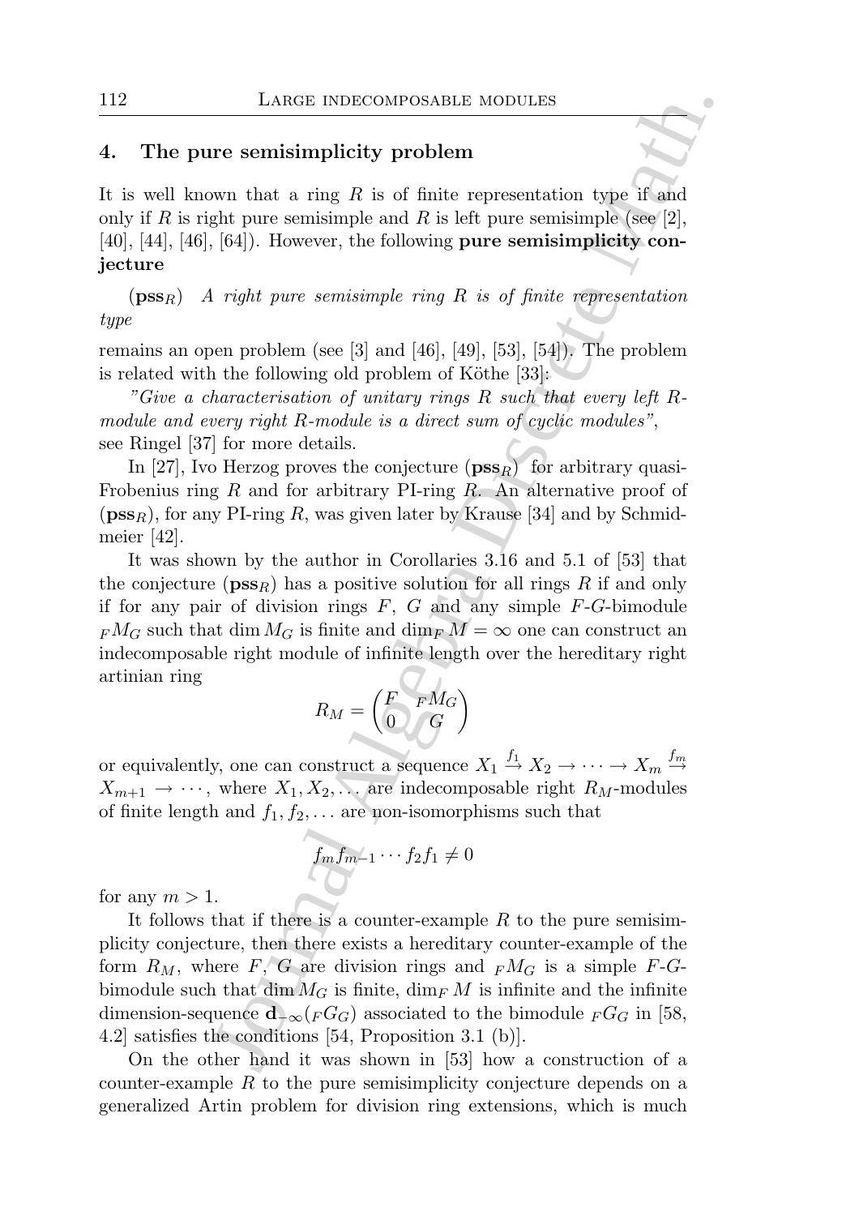## 4. The pure semisimplicity problem

It is well known that a ring $R$ is of finite representation type if and only if $R$ is right pure semisimple and $R$ is left pure semisimple (see [2], [40], [44], [46], [64]). However, the following **pure semisimplicity conjecture**

($\mathbf{pss}_R$) *A right pure semisimple ring $R$ is of finite representation type*

remains an open problem (see [3] and [46], [49], [53], [54]). The problem is related with the following old problem of Köthe [33]:

*"Give a characterisation of unitary rings $R$ such that every left $R$-module and every right $R$-module is a direct sum of cyclic modules"*, see Ringel [37] for more details.

In [27], Ivo Herzog proves the conjecture ($\mathbf{pss}_R$) for arbitrary quasi-Frobenius ring $R$ and for arbitrary PI-ring $R$. An alternative proof of ($\mathbf{pss}_R$), for any PI-ring $R$, was given later by Krause [34] and by Schmidmeier [42].

It was shown by the author in Corollaries 3.16 and 5.1 of [53] that the conjecture ($\mathbf{pss}_R$) has a positive solution for all rings $R$ if and only if for any pair of division rings $F$, $G$ and any simple $F$-$G$-bimodule ${}_FM_G$ such that $\dim M_G$ is finite and $\dim_F M = \infty$ one can construct an indecomposable right module of infinite length over the hereditary right artinian ring

$$R_M = \begin{pmatrix} F & {}_FM_G \\ 0 & G \end{pmatrix}$$

or equivalently, one can construct a sequence $X_1 \xrightarrow{f_1} X_2 \to \cdots \to X_m \xrightarrow{f_m} X_{m+1} \to \cdots$, where $X_1, X_2, \ldots$ are indecomposable right $R_M$-modules of finite length and $f_1, f_2, \ldots$ are non-isomorphisms such that

$$f_m f_{m-1} \cdots f_2 f_1 \neq 0$$

for any $m > 1$.

It follows that if there is a counter-example $R$ to the pure semisimplicity conjecture, then there exists a hereditary counter-example of the form $R_M$, where $F$, $G$ are division rings and ${}_FM_G$ is a simple $F$-$G$-bimodule such that $\dim M_G$ is finite, $\dim_F M$ is infinite and the infinite dimension-sequence $\mathbf{d}_{-\infty}({}_FG_G)$ associated to the bimodule ${}_FG_G$ in [58, 4.2] satisfies the conditions [54, Proposition 3.1 (b)].

On the other hand it was shown in [53] how a construction of a counter-example $R$ to the pure semisimplicity conjecture depends on a generalized Artin problem for division ring extensions, which is much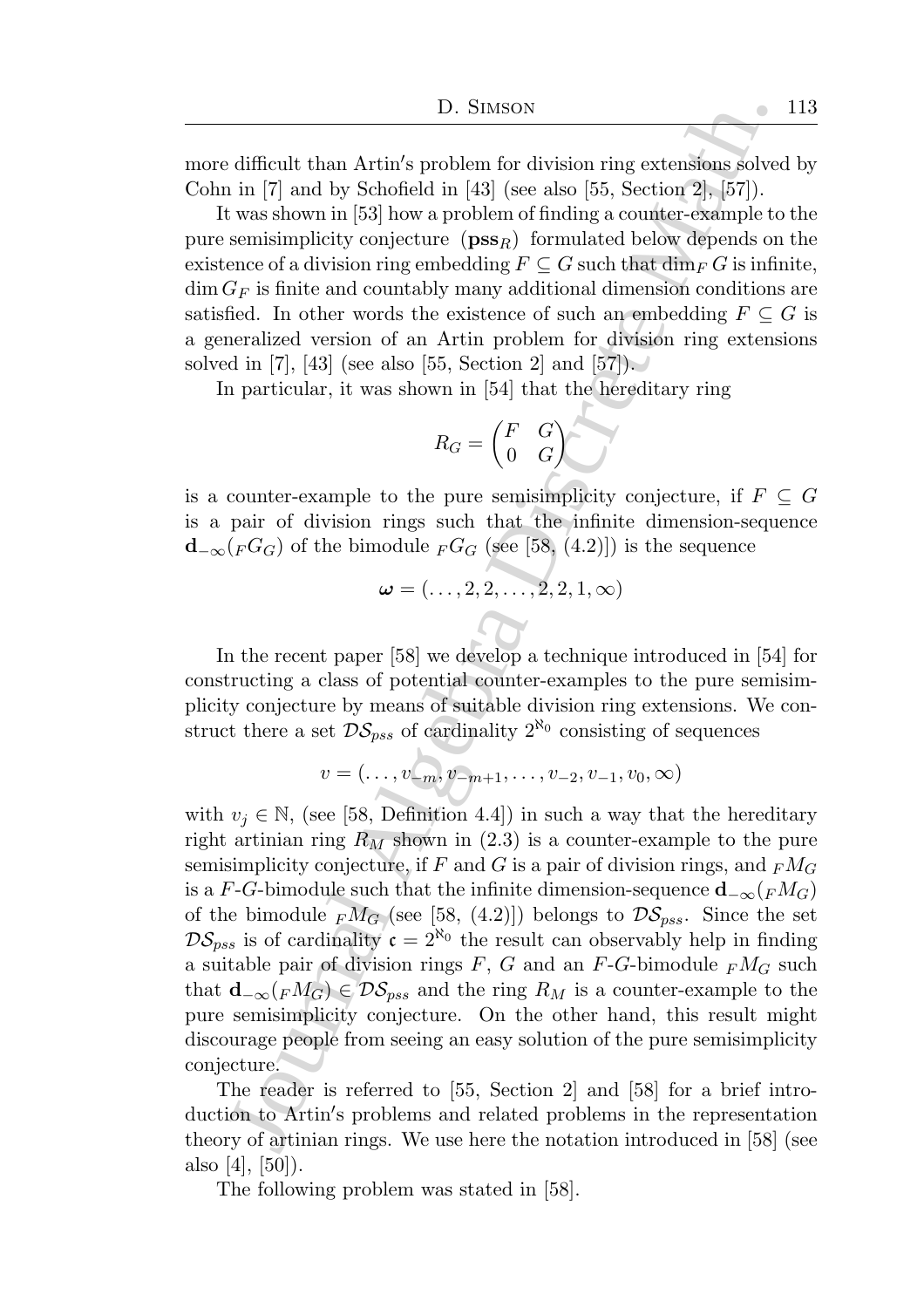more difficult than Artin's problem for division ring extensions solved by Cohn in [7] and by Schofield in [43] (see also [55, Section 2], [57]).

It was shown in [53] how a problem of finding a counter-example to the pure semisimplicity conjecture $(\mathbf{pss}_R)$ formulated below depends on the existence of a division ring embedding $F \subseteq G$ such that $\dim_F G$ is infinite, $\dim G_F$ is finite and countably many additional dimension conditions are satisfied. In other words the existence of such an embedding $F \subseteq G$ is a generalized version of an Artin problem for division ring extensions solved in [7], [43] (see also [55, Section 2] and [57]).

In particular, it was shown in [54] that the hereditary ring

$$R_G = \begin{pmatrix} F & G \\ 0 & G \end{pmatrix}$$

is a counter-example to the pure semisimplicity conjecture, if $F \subseteq G$ is a pair of division rings such that the infinite dimension-sequence $\mathbf{d}_{-\infty}({}_F G_G)$ of the bimodule ${}_F G_G$ (see [58, (4.2)]) is the sequence

$$\boldsymbol{\omega} = (\ldots, 2, 2, \ldots, 2, 2, 1, \infty)$$

In the recent paper [58] we develop a technique introduced in [54] for constructing a class of potential counter-examples to the pure semisimplicity conjecture by means of suitable division ring extensions. We construct there a set $\mathcal{DS}_{pss}$ of cardinality $2^{\aleph_0}$ consisting of sequences

$$v = (\ldots, v_{-m}, v_{-m+1}, \ldots, v_{-2}, v_{-1}, v_0, \infty)$$

with $v_j \in \mathbb{N}$, (see [58, Definition 4.4]) in such a way that the hereditary right artinian ring $R_M$ shown in (2.3) is a counter-example to the pure semisimplicity conjecture, if $F$ and $G$ is a pair of division rings, and ${}_F M_G$ is a $F$-$G$-bimodule such that the infinite dimension-sequence $\mathbf{d}_{-\infty}({}_F M_G)$ of the bimodule ${}_F M_G$ (see [58, (4.2)]) belongs to $\mathcal{DS}_{pss}$. Since the set $\mathcal{DS}_{pss}$ is of cardinality $\mathfrak{c} = 2^{\aleph_0}$ the result can observably help in finding a suitable pair of division rings $F$, $G$ and an $F$-$G$-bimodule ${}_F M_G$ such that $\mathbf{d}_{-\infty}({}_F M_G) \in \mathcal{DS}_{pss}$ and the ring $R_M$ is a counter-example to the pure semisimplicity conjecture. On the other hand, this result might discourage people from seeing an easy solution of the pure semisimplicity conjecture.

The reader is referred to [55, Section 2] and [58] for a brief introduction to Artin's problems and related problems in the representation theory of artinian rings. We use here the notation introduced in [58] (see also [4], [50]).

The following problem was stated in [58].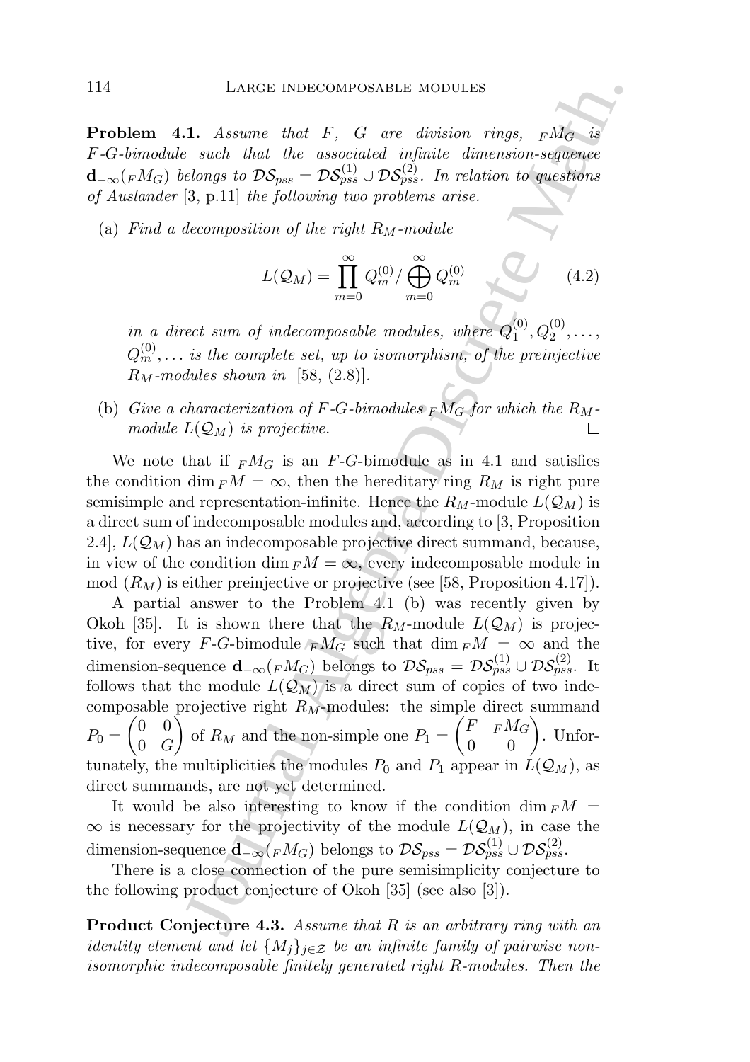**Problem 4.1.** *Assume that $F$, $G$ are division rings, ${}_FM_G$ is $F$-$G$-bimodule such that the associated infinite dimension-sequence $\mathbf{d}_{-\infty}({}_FM_G)$ belongs to $\mathcal{DS}_{pss} = \mathcal{DS}_{pss}^{(1)} \cup \mathcal{DS}_{pss}^{(2)}$. In relation to questions of Auslander [3, p.11] the following two problems arise.*

(a) *Find a decomposition of the right $R_M$-module*

$$L(\mathcal{Q}_M) = \prod_{m=0}^{\infty} Q_m^{(0)} / \bigoplus_{m=0}^{\infty} Q_m^{(0)} \tag{4.2}$$

*in a direct sum of indecomposable modules, where $Q_1^{(0)}, Q_2^{(0)}, \ldots, Q_m^{(0)}, \ldots$ is the complete set, up to isomorphism, of the preinjective $R_M$-modules shown in [58, (2.8)].*

(b) *Give a characterization of $F$-$G$-bimodules ${}_FM_G$ for which the $R_M$-module $L(\mathcal{Q}_M)$ is projective.* □

We note that if ${}_FM_G$ is an $F$-$G$-bimodule as in 4.1 and satisfies the condition $\dim_F M = \infty$, then the hereditary ring $R_M$ is right pure semisimple and representation-infinite. Hence the $R_M$-module $L(\mathcal{Q}_M)$ is a direct sum of indecomposable modules and, according to [3, Proposition 2.4], $L(\mathcal{Q}_M)$ has an indecomposable projective direct summand, because, in view of the condition $\dim_F M = \infty$, every indecomposable module in mod $(R_M)$ is either preinjective or projective (see [58, Proposition 4.17]).

A partial answer to the Problem 4.1 (b) was recently given by Okoh [35]. It is shown there that the $R_M$-module $L(\mathcal{Q}_M)$ is projective, for every $F$-$G$-bimodule ${}_FM_G$ such that $\dim_F M = \infty$ and the dimension-sequence $\mathbf{d}_{-\infty}({}_FM_G)$ belongs to $\mathcal{DS}_{pss} = \mathcal{DS}_{pss}^{(1)} \cup \mathcal{DS}_{pss}^{(2)}$. It follows that the module $L(\mathcal{Q}_M)$ is a direct sum of copies of two indecomposable projective right $R_M$-modules: the simple direct summand $P_0 = \begin{pmatrix} 0 & 0 \\ 0 & G \end{pmatrix}$ of $R_M$ and the non-simple one $P_1 = \begin{pmatrix} F & {}_FM_G \\ 0 & 0 \end{pmatrix}$. Unfortunately, the multiplicities the modules $P_0$ and $P_1$ appear in $L(\mathcal{Q}_M)$, as direct summands, are not yet determined.

It would be also interesting to know if the condition $\dim_F M = \infty$ is necessary for the projectivity of the module $L(\mathcal{Q}_M)$, in case the dimension-sequence $\mathbf{d}_{-\infty}({}_FM_G)$ belongs to $\mathcal{DS}_{pss} = \mathcal{DS}_{pss}^{(1)} \cup \mathcal{DS}_{pss}^{(2)}$.

There is a close connection of the pure semisimplicity conjecture to the following product conjecture of Okoh [35] (see also [3]).

**Product Conjecture 4.3.** *Assume that $R$ is an arbitrary ring with an identity element and let $\{M_j\}_{j \in \mathcal{Z}}$ be an infinite family of pairwise non-isomorphic indecomposable finitely generated right $R$-modules. Then the*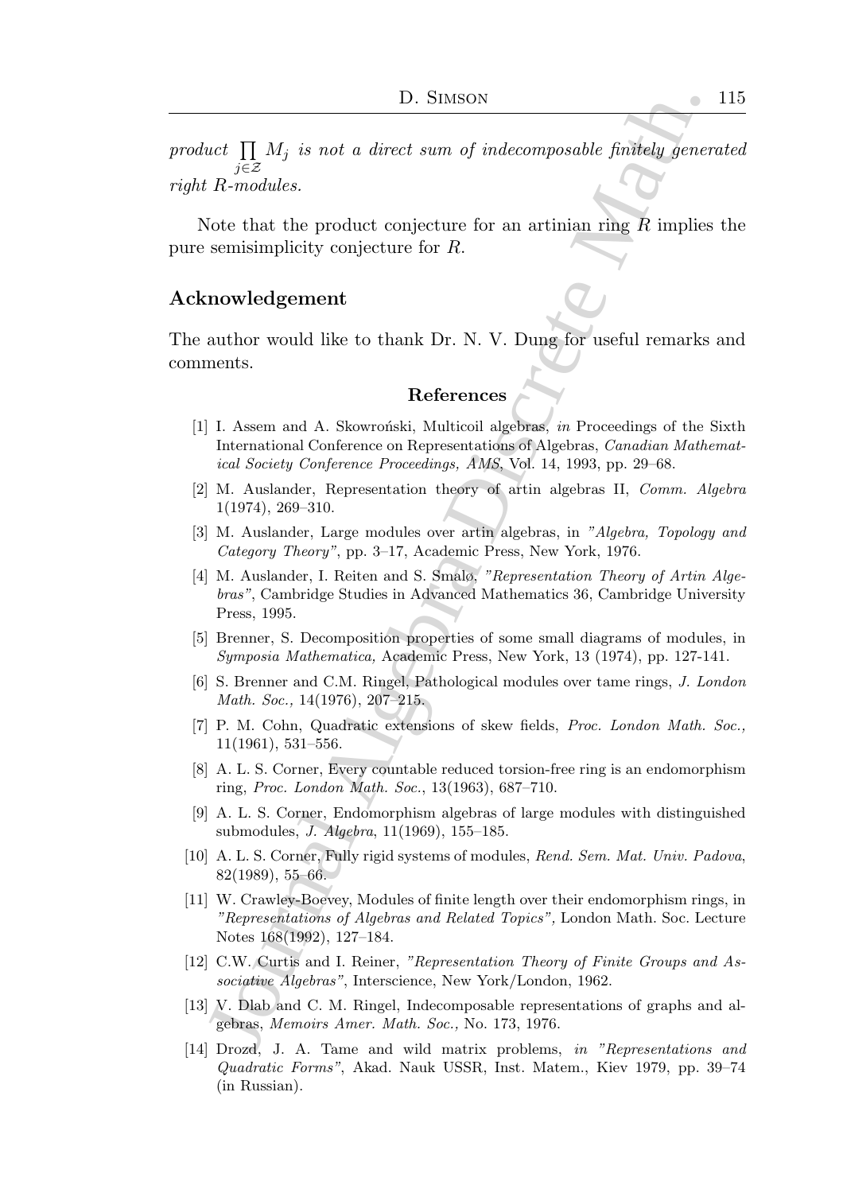*product* $\prod_{j \in \mathcal{Z}} M_j$ *is not a direct sum of indecomposable finitely generated right R-modules.*

Note that the product conjecture for an artinian ring $R$ implies the pure semisimplicity conjecture for $R$.

## Acknowledgement

The author would like to thank Dr. N. V. Dung for useful remarks and comments.

## References

[1] I. Assem and A. Skowroński, Multicoil algebras, *in* Proceedings of the Sixth International Conference on Representations of Algebras, *Canadian Mathematical Society Conference Proceedings, AMS*, Vol. 14, 1993, pp. 29–68.

[2] M. Auslander, Representation theory of artin algebras II, *Comm. Algebra* 1(1974), 269–310.

[3] M. Auslander, Large modules over artin algebras, in *"Algebra, Topology and Category Theory"*, pp. 3–17, Academic Press, New York, 1976.

[4] M. Auslander, I. Reiten and S. Smalø, *"Representation Theory of Artin Algebras"*, Cambridge Studies in Advanced Mathematics 36, Cambridge University Press, 1995.

[5] Brenner, S. Decomposition properties of some small diagrams of modules, in *Symposia Mathematica,* Academic Press, New York, 13 (1974), pp. 127-141.

[6] S. Brenner and C.M. Ringel, Pathological modules over tame rings, *J. London Math. Soc.,* 14(1976), 207–215.

[7] P. M. Cohn, Quadratic extensions of skew fields, *Proc. London Math. Soc.,* 11(1961), 531–556.

[8] A. L. S. Corner, Every countable reduced torsion-free ring is an endomorphism ring, *Proc. London Math. Soc.*, 13(1963), 687–710.

[9] A. L. S. Corner, Endomorphism algebras of large modules with distinguished submodules, *J. Algebra*, 11(1969), 155–185.

[10] A. L. S. Corner, Fully rigid systems of modules, *Rend. Sem. Mat. Univ. Padova*, 82(1989), 55–66.

[11] W. Crawley-Boevey, Modules of finite length over their endomorphism rings, in *"Representations of Algebras and Related Topics",* London Math. Soc. Lecture Notes 168(1992), 127–184.

[12] C.W. Curtis and I. Reiner, *"Representation Theory of Finite Groups and Associative Algebras"*, Interscience, New York/London, 1962.

[13] V. Dlab and C. M. Ringel, Indecomposable representations of graphs and algebras, *Memoirs Amer. Math. Soc.,* No. 173, 1976.

[14] Drozd, J. A. Tame and wild matrix problems, *in "Representations and Quadratic Forms"*, Akad. Nauk USSR, Inst. Matem., Kiev 1979, pp. 39–74 (in Russian).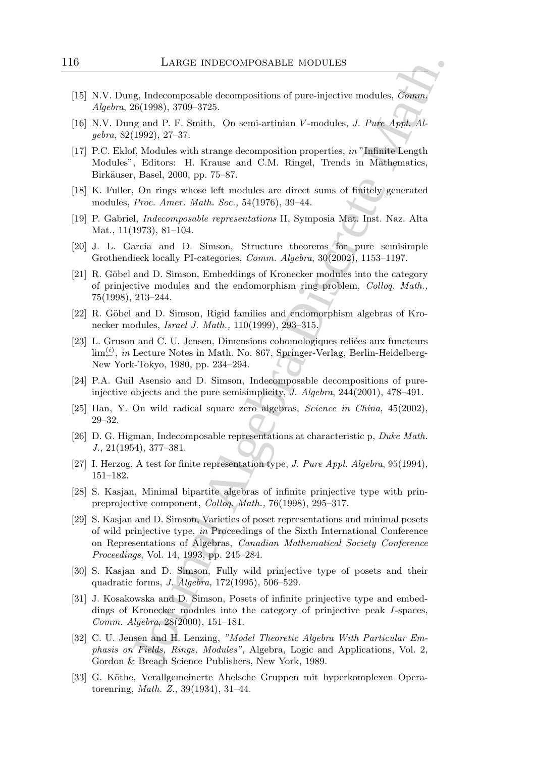[15] N.V. Dung, Indecomposable decompositions of pure-injective modules, *Comm. Algebra*, 26(1998), 3709–3725.

[16] N.V. Dung and P. F. Smith, On semi-artinian $V$-modules, *J. Pure Appl. Algebra*, 82(1992), 27–37.

[17] P.C. Eklof, Modules with strange decomposition properties, *in* "Infinite Length Modules", Editors: H. Krause and C.M. Ringel, Trends in Mathematics, Birkäuser, Basel, 2000, pp. 75–87.

[18] K. Fuller, On rings whose left modules are direct sums of finitely generated modules, *Proc. Amer. Math. Soc.,* 54(1976), 39–44.

[19] P. Gabriel, *Indecomposable representations* II, Symposia Mat. Inst. Naz. Alta Mat., 11(1973), 81–104.

[20] J. L. Garcia and D. Simson, Structure theorems for pure semisimple Grothendieck locally PI-categories, *Comm. Algebra*, 30(2002), 1153–1197.

[21] R. Göbel and D. Simson, Embeddings of Kronecker modules into the category of prinjective modules and the endomorphism ring problem, *Colloq. Math.,* 75(1998), 213–244.

[22] R. Göbel and D. Simson, Rigid families and endomorphism algebras of Kronecker modules, *Israel J. Math.,* 110(1999), 293–315.

[23] L. Gruson and C. U. Jensen, Dimensions cohomologiques reliées aux functeurs $\lim\limits_{\leftarrow}^{(i)}$, *in* Lecture Notes in Math. No. 867, Springer-Verlag, Berlin-Heidelberg-New York-Tokyo, 1980, pp. 234–294.

[24] P.A. Guil Asensio and D. Simson, Indecomposable decompositions of pure-injective objects and the pure semisimplicity, *J. Algebra*, 244(2001), 478–491.

[25] Han, Y. On wild radical square zero algebras, *Science in China*, 45(2002), 29–32.

[26] D. G. Higman, Indecomposable representations at characteristic p, *Duke Math. J.*, 21(1954), 377–381.

[27] I. Herzog, A test for finite representation type, *J. Pure Appl. Algebra*, 95(1994), 151–182.

[28] S. Kasjan, Minimal bipartite algebras of infinite prinjective type with prinpreprojective component, *Colloq. Math.,* 76(1998), 295–317.

[29] S. Kasjan and D. Simson, Varieties of poset representations and minimal posets of wild prinjective type, *in* Proceedings of the Sixth International Conference on Representations of Algebras, *Canadian Mathematical Society Conference Proceedings*, Vol. 14, 1993, pp. 245–284.

[30] S. Kasjan and D. Simson, Fully wild prinjective type of posets and their quadratic forms, *J. Algebra,* 172(1995), 506–529.

[31] J. Kosakowska and D. Simson, Posets of infinite prinjective type and embeddings of Kronecker modules into the category of prinjective peak $I$-spaces, *Comm. Algebra*, 28(2000), 151–181.

[32] C. U. Jensen and H. Lenzing, *"Model Theoretic Algebra With Particular Emphasis on Fields, Rings, Modules"*, Algebra, Logic and Applications, Vol. 2, Gordon & Breach Science Publishers, New York, 1989.

[33] G. Köthe, Verallgemeinerte Abelsche Gruppen mit hyperkomplexen Operatorenring, *Math. Z.*, 39(1934), 31–44.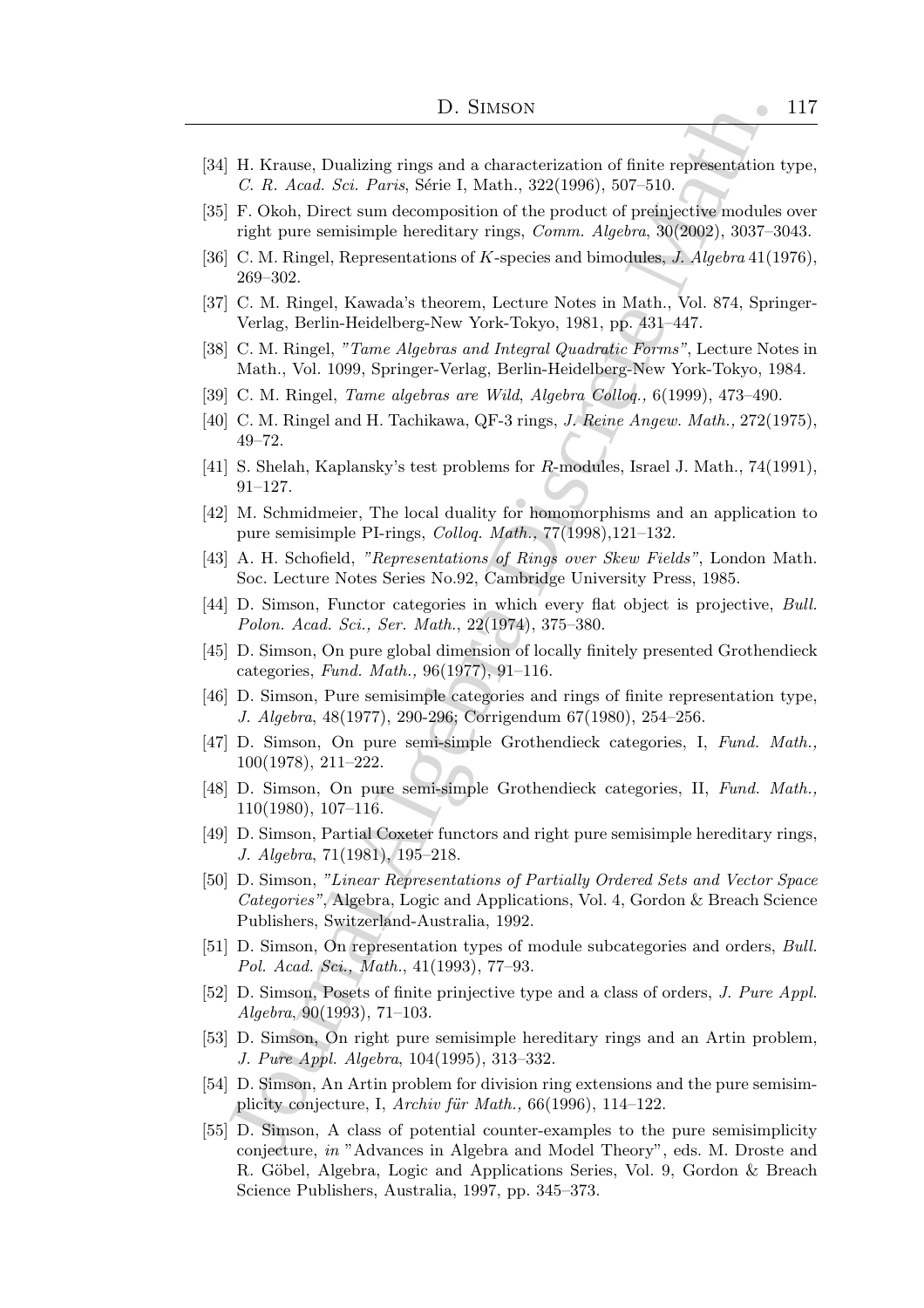[34] H. Krause, Dualizing rings and a characterization of finite representation type, *C. R. Acad. Sci. Paris*, Série I, Math., 322(1996), 507–510.

[35] F. Okoh, Direct sum decomposition of the product of preinjective modules over right pure semisimple hereditary rings, *Comm. Algebra*, 30(2002), 3037–3043.

[36] C. M. Ringel, Representations of $K$-species and bimodules, *J. Algebra* 41(1976), 269–302.

[37] C. M. Ringel, Kawada's theorem, Lecture Notes in Math., Vol. 874, Springer-Verlag, Berlin-Heidelberg-New York-Tokyo, 1981, pp. 431–447.

[38] C. M. Ringel, *"Tame Algebras and Integral Quadratic Forms"*, Lecture Notes in Math., Vol. 1099, Springer-Verlag, Berlin-Heidelberg-New York-Tokyo, 1984.

[39] C. M. Ringel, *Tame algebras are Wild*, *Algebra Colloq.,* 6(1999), 473–490.

[40] C. M. Ringel and H. Tachikawa, QF-3 rings, *J. Reine Angew. Math.,* 272(1975), 49–72.

[41] S. Shelah, Kaplansky's test problems for $R$-modules, Israel J. Math., 74(1991), 91–127.

[42] M. Schmidmeier, The local duality for homomorphisms and an application to pure semisimple PI-rings, *Colloq. Math.*, 77(1998),121–132.

[43] A. H. Schofield, *"Representations of Rings over Skew Fields"*, London Math. Soc. Lecture Notes Series No.92, Cambridge University Press, 1985.

[44] D. Simson, Functor categories in which every flat object is projective, *Bull. Polon. Acad. Sci., Ser. Math.*, 22(1974), 375–380.

[45] D. Simson, On pure global dimension of locally finitely presented Grothendieck categories, *Fund. Math.,* 96(1977), 91–116.

[46] D. Simson, Pure semisimple categories and rings of finite representation type, *J. Algebra*, 48(1977), 290-296; Corrigendum 67(1980), 254–256.

[47] D. Simson, On pure semi-simple Grothendieck categories, I, *Fund. Math.,* 100(1978), 211–222.

[48] D. Simson, On pure semi-simple Grothendieck categories, II, *Fund. Math.,* 110(1980), 107–116.

[49] D. Simson, Partial Coxeter functors and right pure semisimple hereditary rings, *J. Algebra*, 71(1981), 195–218.

[50] D. Simson, *"Linear Representations of Partially Ordered Sets and Vector Space Categories"*, Algebra, Logic and Applications, Vol. 4, Gordon & Breach Science Publishers, Switzerland-Australia, 1992.

[51] D. Simson, On representation types of module subcategories and orders, *Bull. Pol. Acad. Sci., Math.*, 41(1993), 77–93.

[52] D. Simson, Posets of finite prinjective type and a class of orders, *J. Pure Appl. Algebra*, 90(1993), 71–103.

[53] D. Simson, On right pure semisimple hereditary rings and an Artin problem, *J. Pure Appl. Algebra*, 104(1995), 313–332.

[54] D. Simson, An Artin problem for division ring extensions and the pure semisimplicity conjecture, I, *Archiv für Math.,* 66(1996), 114–122.

[55] D. Simson, A class of potential counter-examples to the pure semisimplicity conjecture, *in* "Advances in Algebra and Model Theory", eds. M. Droste and R. Göbel, Algebra, Logic and Applications Series, Vol. 9, Gordon & Breach Science Publishers, Australia, 1997, pp. 345–373.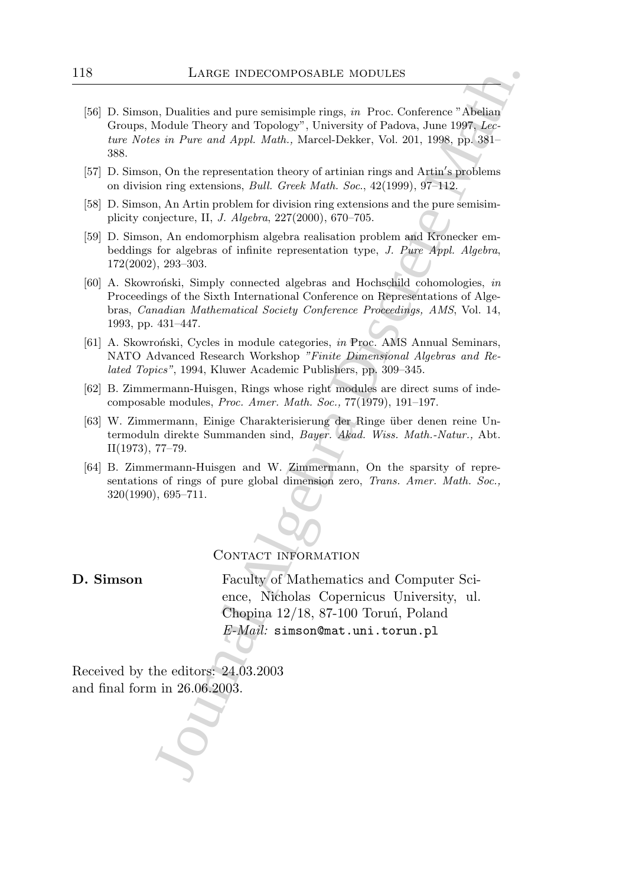[56] D. Simson, Dualities and pure semisimple rings, *in* Proc. Conference "Abelian Groups, Module Theory and Topology", University of Padova, June 1997, *Lecture Notes in Pure and Appl. Math.,* Marcel-Dekker, Vol. 201, 1998, pp. 381–388.

[57] D. Simson, On the representation theory of artinian rings and Artin′s problems on division ring extensions, *Bull. Greek Math. Soc.*, 42(1999), 97–112.

[58] D. Simson, An Artin problem for division ring extensions and the pure semisimplicity conjecture, II, *J. Algebra*, 227(2000), 670–705.

[59] D. Simson, An endomorphism algebra realisation problem and Kronecker embeddings for algebras of infinite representation type, *J. Pure Appl. Algebra*, 172(2002), 293–303.

[60] A. Skowroński, Simply connected algebras and Hochschild cohomologies, *in* Proceedings of the Sixth International Conference on Representations of Algebras, *Canadian Mathematical Society Conference Proceedings, AMS*, Vol. 14, 1993, pp. 431–447.

[61] A. Skowroński, Cycles in module categories, *in* Proc. AMS Annual Seminars, NATO Advanced Research Workshop *"Finite Dimensional Algebras and Related Topics"*, 1994, Kluwer Academic Publishers, pp. 309–345.

[62] B. Zimmermann-Huisgen, Rings whose right modules are direct sums of indecomposable modules, *Proc. Amer. Math. Soc.,* 77(1979), 191–197.

[63] W. Zimmermann, Einige Charakterisierung der Ringe über denen reine Untermoduln direkte Summanden sind, *Bayer. Akad. Wiss. Math.-Natur.,* Abt. II(1973), 77–79.

[64] B. Zimmermann-Huisgen and W. Zimmermann, On the sparsity of representations of rings of pure global dimension zero, *Trans. Amer. Math. Soc.,* 320(1990), 695–711.

## Contact information

**D. Simson** Faculty of Mathematics and Computer Science, Nicholas Copernicus University, ul. Chopina 12/18, 87-100 Toruń, Poland
*E-Mail:* simson@mat.uni.torun.pl

Received by the editors: 24.03.2003
and final form in 26.06.2003.